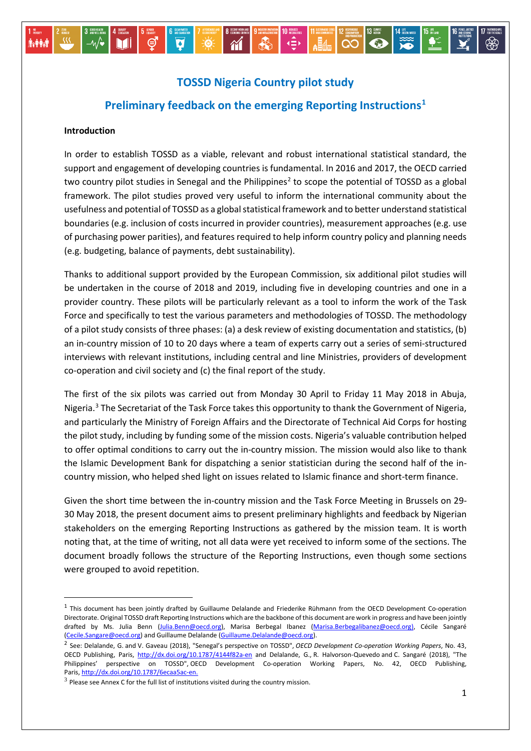# TOSSD Nigeria Country pilot study

## Preliminary feedback on the emerging Reporting Instructions[1]

**Introduction**

In order to establish TOSSD as a viable, relevant and robust international statistical standard, the support and engagement of developing countries is fundamental. In 2016 and 2017, the OECD carried two country pilot studies in Senegal and the Philippines[2] to scope the potential of TOSSD as a global framework. The pilot studies proved very useful to inform the international community about the usefulness and potential of TOSSD as a global statistical framework and to better understand statistical boundaries (e.g. inclusion of costs incurred in provider countries), measurement approaches (e.g. use of purchasing power parities), and features required to help inform country policy and planning needs (e.g. budgeting, balance of payments, debt sustainability).

Thanks to additional support provided by the European Commission, six additional pilot studies will be undertaken in the course of 2018 and 2019, including five in developing countries and one in a provider country. These pilots will be particularly relevant as a tool to inform the work of the Task Force and specifically to test the various parameters and methodologies of TOSSD. The methodology of a pilot study consists of three phases: (a) a desk review of existing documentation and statistics, (b) an in-country mission of 10 to 20 days where a team of experts carry out a series of semi-structured interviews with relevant institutions, including central and line Ministries, providers of development co-operation and civil society and (c) the final report of the study.

The first of the six pilots was carried out from Monday 30 April to Friday 11 May 2018 in Abuja, Nigeria.[3] The Secretariat of the Task Force takes this opportunity to thank the Government of Nigeria, and particularly the Ministry of Foreign Affairs and the Directorate of Technical Aid Corps for hosting the pilot study, including by funding some of the mission costs. Nigeria's valuable contribution helped to offer optimal conditions to carry out the in-country mission. The mission would also like to thank the Islamic Development Bank for dispatching a senior statistician during the second half of the in-country mission, who helped shed light on issues related to Islamic finance and short-term finance.

Given the short time between the in-country mission and the Task Force Meeting in Brussels on 29-30 May 2018, the present document aims to present preliminary highlights and feedback by Nigerian stakeholders on the emerging Reporting Instructions as gathered by the mission team. It is worth noting that, at the time of writing, not all data were yet received to inform some of the sections. The document broadly follows the structure of the Reporting Instructions, even though some sections were grouped to avoid repetition.

---

[1] This document has been jointly drafted by Guillaume Delalande and Friederike Rühmann from the OECD Development Co-operation Directorate. Original TOSSD draft Reporting Instructions which are the backbone of this document are work in progress and have been jointly drafted by Ms. Julia Benn (Julia.Benn@oecd.org), Marisa Berbegal Ibanez (Marisa.Berbegalibanez@oecd.org), Cécile Sangaré (Cecile.Sangare@oecd.org) and Guillaume Delalande (Guillaume.Delalande@oecd.org).

[2] See: Delalande, G. and V. Gaveau (2018), "Senegal's perspective on TOSSD", *OECD Development Co-operation Working Papers*, No. 43, OECD Publishing, Paris, http://dx.doi.org/10.1787/4144f82a-en and Delalande, G., R. Halvorson-Quevedo and C. Sangaré (2018), "The Philippines' perspective on TOSSD", OECD Development Co-operation Working Papers, No. 42, OECD Publishing, Paris, http://dx.doi.org/10.1787/6ecaa5ac-en.

[3] Please see Annex C for the full list of institutions visited during the country mission.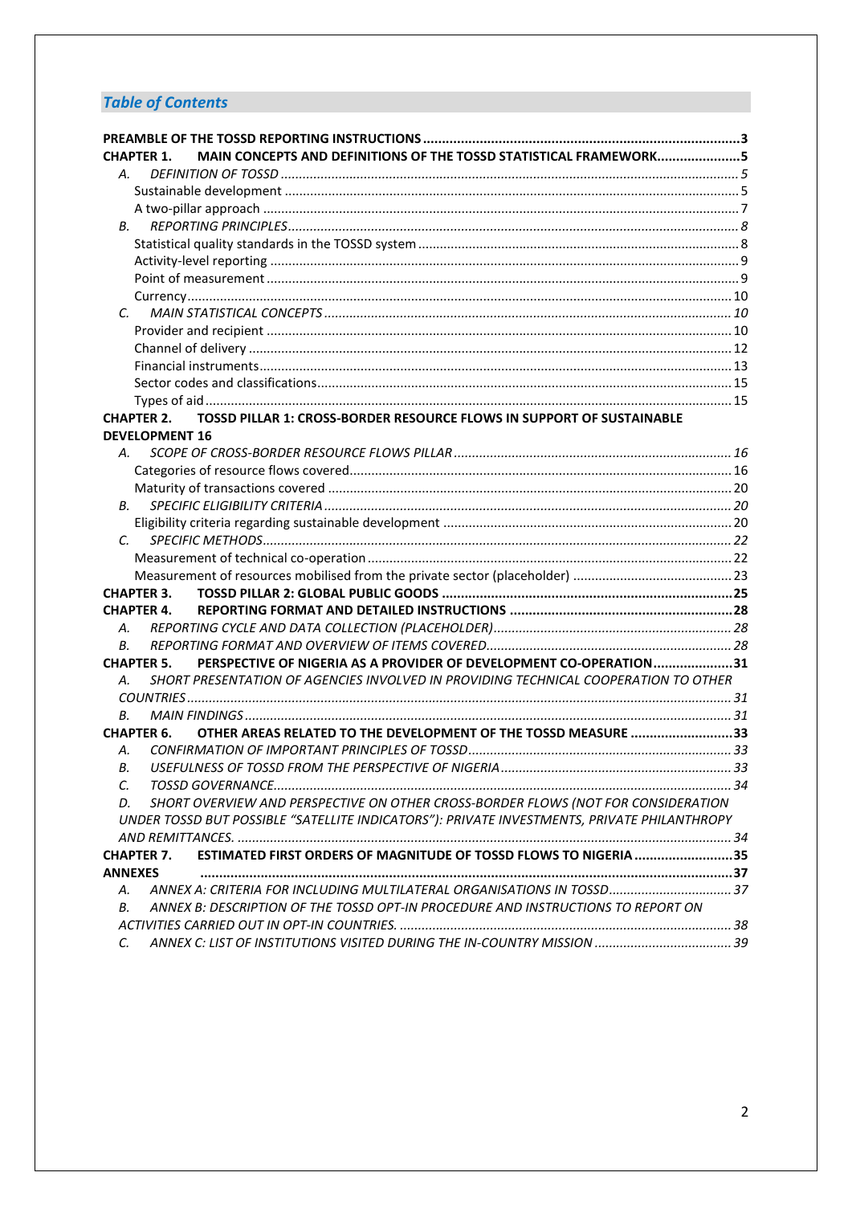## *Table of Contents*

**PREAMBLE OF THE TOSSD REPORTING INSTRUCTIONS** .....3

**CHAPTER 1. MAIN CONCEPTS AND DEFINITIONS OF THE TOSSD STATISTICAL FRAMEWORK**.....5

- *A. DEFINITION OF TOSSD* .....5
  - Sustainable development .....5
  - A two-pillar approach .....7
- *B. REPORTING PRINCIPLES* .....8
  - Statistical quality standards in the TOSSD system .....8
  - Activity-level reporting .....9
  - Point of measurement .....9
  - Currency .....10
- *C. MAIN STATISTICAL CONCEPTS* .....10
  - Provider and recipient .....10
  - Channel of delivery .....12
  - Financial instruments .....13
  - Sector codes and classifications .....15
  - Types of aid .....15

**CHAPTER 2. TOSSD PILLAR 1: CROSS-BORDER RESOURCE FLOWS IN SUPPORT OF SUSTAINABLE DEVELOPMENT** 16

- *A. SCOPE OF CROSS-BORDER RESOURCE FLOWS PILLAR* .....16
  - Categories of resource flows covered .....16
  - Maturity of transactions covered .....20
- *B. SPECIFIC ELIGIBILITY CRITERIA* .....20
  - Eligibility criteria regarding sustainable development .....20
- *C. SPECIFIC METHODS* .....22
  - Measurement of technical co-operation .....22
  - Measurement of resources mobilised from the private sector (placeholder) .....23

**CHAPTER 3. TOSSD PILLAR 2: GLOBAL PUBLIC GOODS** .....25

**CHAPTER 4. REPORTING FORMAT AND DETAILED INSTRUCTIONS** .....28

- *A. REPORTING CYCLE AND DATA COLLECTION (PLACEHOLDER)* .....28
- *B. REPORTING FORMAT AND OVERVIEW OF ITEMS COVERED* .....28

**CHAPTER 5. PERSPECTIVE OF NIGERIA AS A PROVIDER OF DEVELOPMENT CO-OPERATION**.....31

- *A. SHORT PRESENTATION OF AGENCIES INVOLVED IN PROVIDING TECHNICAL COOPERATION TO OTHER COUNTRIES* .....31
- *B. MAIN FINDINGS* .....31

**CHAPTER 6. OTHER AREAS RELATED TO THE DEVELOPMENT OF THE TOSSD MEASURE** .....33

- *A. CONFIRMATION OF IMPORTANT PRINCIPLES OF TOSSD* .....33
- *B. USEFULNESS OF TOSSD FROM THE PERSPECTIVE OF NIGERIA* .....33
- *C. TOSSD GOVERNANCE* .....34
- *D. SHORT OVERVIEW AND PERSPECTIVE ON OTHER CROSS-BORDER FLOWS (NOT FOR CONSIDERATION UNDER TOSSD BUT POSSIBLE "SATELLITE INDICATORS"): PRIVATE INVESTMENTS, PRIVATE PHILANTHROPY AND REMITTANCES.* .....34

**CHAPTER 7. ESTIMATED FIRST ORDERS OF MAGNITUDE OF TOSSD FLOWS TO NIGERIA** .....35

**ANNEXES** .....37

- *A. ANNEX A: CRITERIA FOR INCLUDING MULTILATERAL ORGANISATIONS IN TOSSD* .....37
- *B. ANNEX B: DESCRIPTION OF THE TOSSD OPT-IN PROCEDURE AND INSTRUCTIONS TO REPORT ON ACTIVITIES CARRIED OUT IN OPT-IN COUNTRIES.* .....38
- *C. ANNEX C: LIST OF INSTITUTIONS VISITED DURING THE IN-COUNTRY MISSION* .....39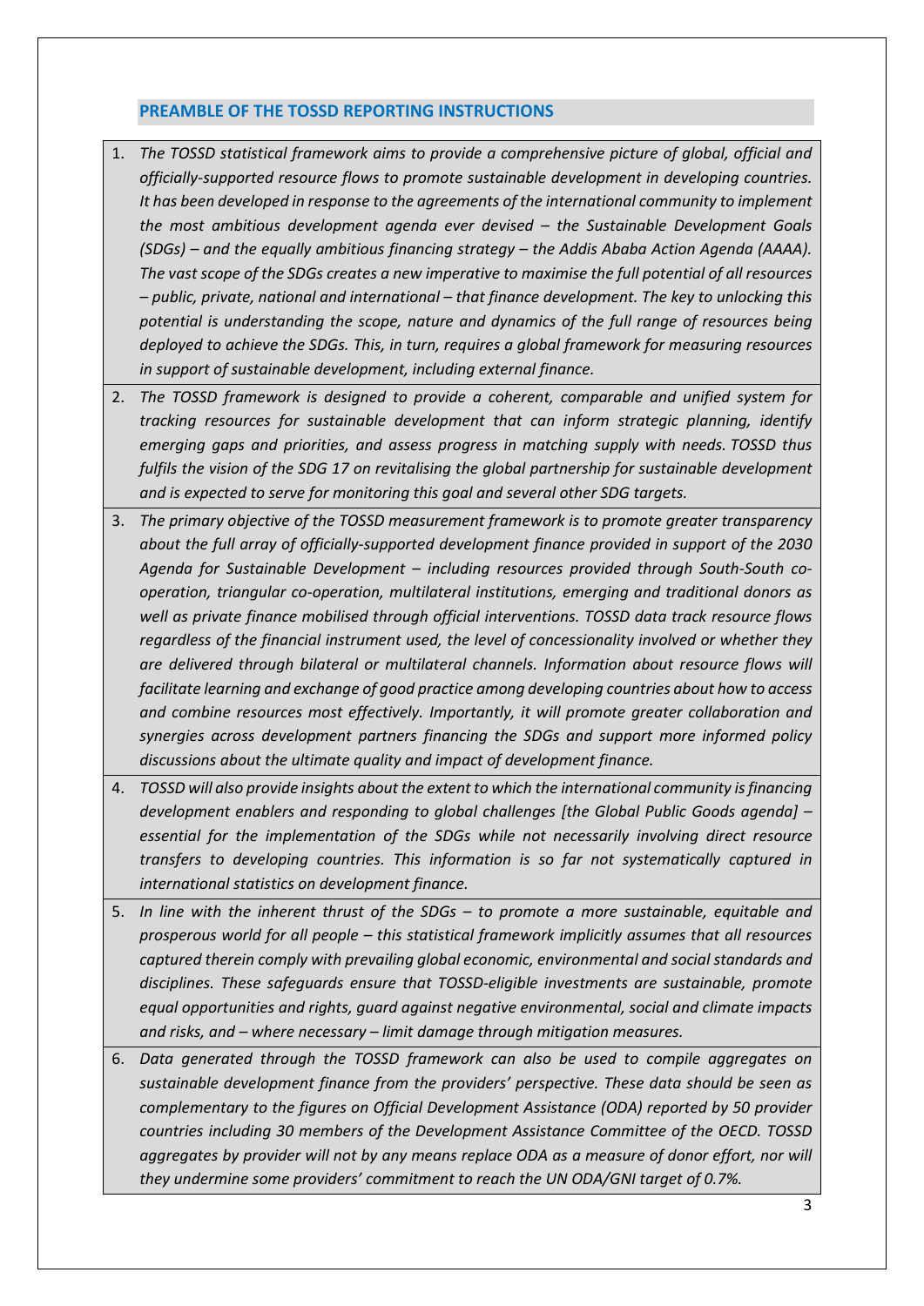## PREAMBLE OF THE TOSSD REPORTING INSTRUCTIONS

1. *The TOSSD statistical framework aims to provide a comprehensive picture of global, official and officially-supported resource flows to promote sustainable development in developing countries. It has been developed in response to the agreements of the international community to implement the most ambitious development agenda ever devised – the Sustainable Development Goals (SDGs) – and the equally ambitious financing strategy – the Addis Ababa Action Agenda (AAAA). The vast scope of the SDGs creates a new imperative to maximise the full potential of all resources – public, private, national and international – that finance development. The key to unlocking this potential is understanding the scope, nature and dynamics of the full range of resources being deployed to achieve the SDGs. This, in turn, requires a global framework for measuring resources in support of sustainable development, including external finance.*

2. *The TOSSD framework is designed to provide a coherent, comparable and unified system for tracking resources for sustainable development that can inform strategic planning, identify emerging gaps and priorities, and assess progress in matching supply with needs. TOSSD thus fulfils the vision of the SDG 17 on revitalising the global partnership for sustainable development and is expected to serve for monitoring this goal and several other SDG targets.*

3. *The primary objective of the TOSSD measurement framework is to promote greater transparency about the full array of officially-supported development finance provided in support of the 2030 Agenda for Sustainable Development – including resources provided through South-South co-operation, triangular co-operation, multilateral institutions, emerging and traditional donors as well as private finance mobilised through official interventions. TOSSD data track resource flows regardless of the financial instrument used, the level of concessionality involved or whether they are delivered through bilateral or multilateral channels. Information about resource flows will facilitate learning and exchange of good practice among developing countries about how to access and combine resources most effectively. Importantly, it will promote greater collaboration and synergies across development partners financing the SDGs and support more informed policy discussions about the ultimate quality and impact of development finance.*

4. *TOSSD will also provide insights about the extent to which the international community is financing development enablers and responding to global challenges [the Global Public Goods agenda] – essential for the implementation of the SDGs while not necessarily involving direct resource transfers to developing countries. This information is so far not systematically captured in international statistics on development finance.*

5. *In line with the inherent thrust of the SDGs – to promote a more sustainable, equitable and prosperous world for all people – this statistical framework implicitly assumes that all resources captured therein comply with prevailing global economic, environmental and social standards and disciplines. These safeguards ensure that TOSSD-eligible investments are sustainable, promote equal opportunities and rights, guard against negative environmental, social and climate impacts and risks, and – where necessary – limit damage through mitigation measures.*

6. *Data generated through the TOSSD framework can also be used to compile aggregates on sustainable development finance from the providers' perspective. These data should be seen as complementary to the figures on Official Development Assistance (ODA) reported by 50 provider countries including 30 members of the Development Assistance Committee of the OECD. TOSSD aggregates by provider will not by any means replace ODA as a measure of donor effort, nor will they undermine some providers' commitment to reach the UN ODA/GNI target of 0.7%.*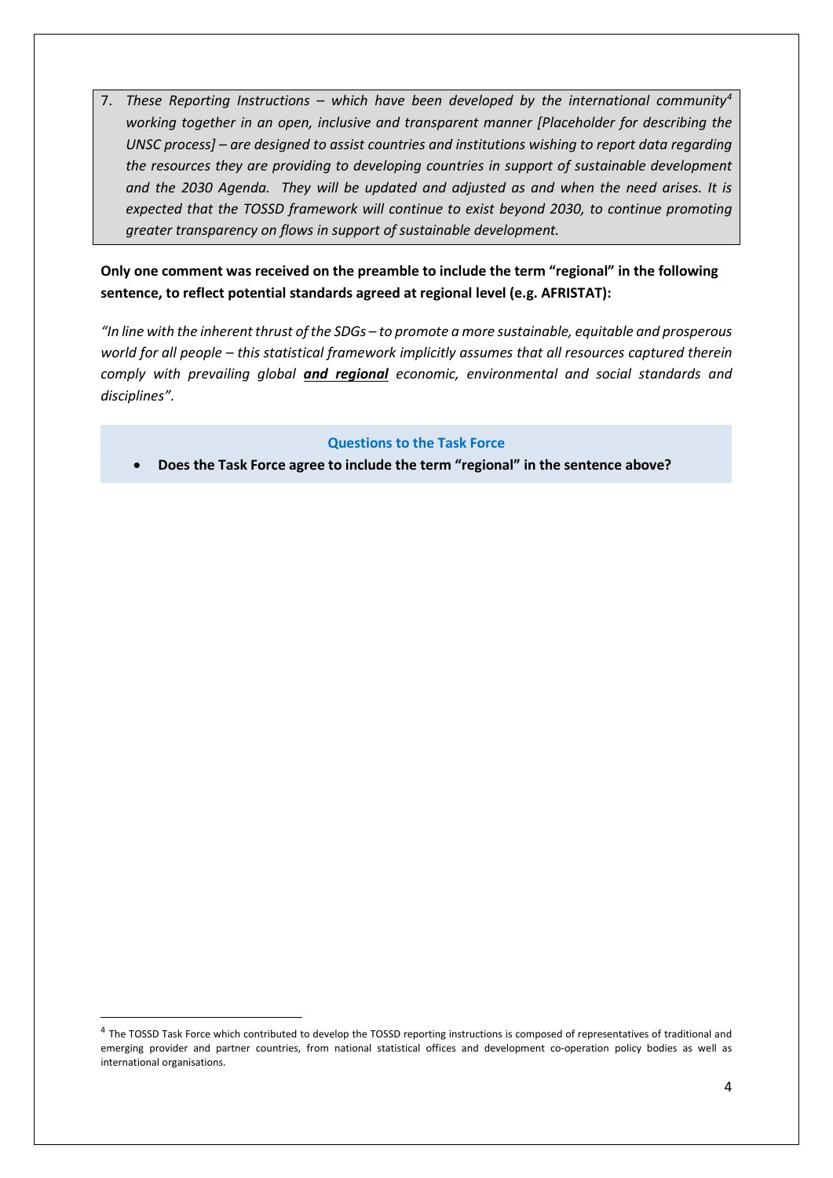7. *These Reporting Instructions – which have been developed by the international community[4] working together in an open, inclusive and transparent manner [Placeholder for describing the UNSC process] – are designed to assist countries and institutions wishing to report data regarding the resources they are providing to developing countries in support of sustainable development and the 2030 Agenda. They will be updated and adjusted as and when the need arises. It is expected that the TOSSD framework will continue to exist beyond 2030, to continue promoting greater transparency on flows in support of sustainable development.*

**Only one comment was received on the preamble to include the term "regional" in the following sentence, to reflect potential standards agreed at regional level (e.g. AFRISTAT):**

*"In line with the inherent thrust of the SDGs – to promote a more sustainable, equitable and prosperous world for all people – this statistical framework implicitly assumes that all resources captured therein comply with prevailing global* ***and regional*** *economic, environmental and social standards and disciplines".*

**Questions to the Task Force**

- **Does the Task Force agree to include the term "regional" in the sentence above?**

[4] The TOSSD Task Force which contributed to develop the TOSSD reporting instructions is composed of representatives of traditional and emerging provider and partner countries, from national statistical offices and development co-operation policy bodies as well as international organisations.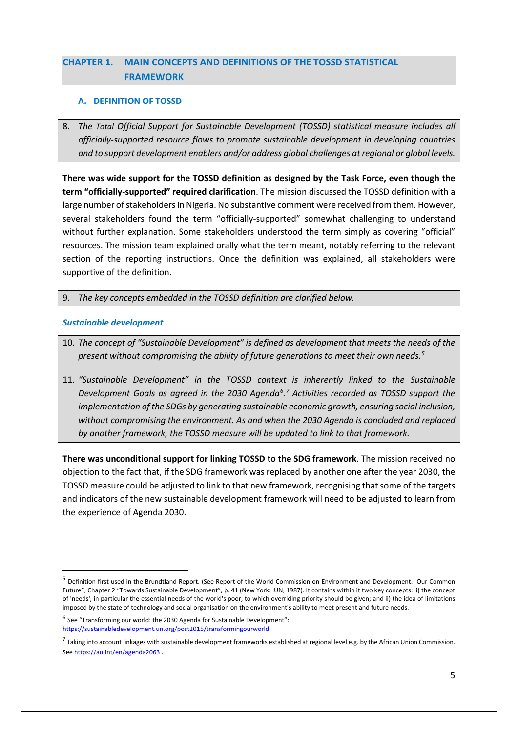# CHAPTER 1. MAIN CONCEPTS AND DEFINITIONS OF THE TOSSD STATISTICAL FRAMEWORK

## A. DEFINITION OF TOSSD

8. *The Total Official Support for Sustainable Development (TOSSD) statistical measure includes all officially-supported resource flows to promote sustainable development in developing countries and to support development enablers and/or address global challenges at regional or global levels.*

**There was wide support for the TOSSD definition as designed by the Task Force, even though the term "officially-supported" required clarification**. The mission discussed the TOSSD definition with a large number of stakeholders in Nigeria. No substantive comment were received from them. However, several stakeholders found the term "officially-supported" somewhat challenging to understand without further explanation. Some stakeholders understood the term simply as covering "official" resources. The mission team explained orally what the term meant, notably referring to the relevant section of the reporting instructions. Once the definition was explained, all stakeholders were supportive of the definition.

9. *The key concepts embedded in the TOSSD definition are clarified below.*

### *Sustainable development*

10. *The concept of "Sustainable Development" is defined as development that meets the needs of the present without compromising the ability of future generations to meet their own needs.*[5]

11. *"Sustainable Development" in the TOSSD context is inherently linked to the Sustainable Development Goals as agreed in the 2030 Agenda*[6].[7] *Activities recorded as TOSSD support the implementation of the SDGs by generating sustainable economic growth, ensuring social inclusion, without compromising the environment. As and when the 2030 Agenda is concluded and replaced by another framework, the TOSSD measure will be updated to link to that framework.*

**There was unconditional support for linking TOSSD to the SDG framework**. The mission received no objection to the fact that, if the SDG framework was replaced by another one after the year 2030, the TOSSD measure could be adjusted to link to that new framework, recognising that some of the targets and indicators of the new sustainable development framework will need to be adjusted to learn from the experience of Agenda 2030.

---

[5] Definition first used in the Brundtland Report. (See Report of the World Commission on Environment and Development: Our Common Future", Chapter 2 "Towards Sustainable Development", p. 41 (New York: UN, 1987). It contains within it two key concepts: i) the concept of 'needs', in particular the essential needs of the world's poor, to which overriding priority should be given; and ii) the idea of limitations imposed by the state of technology and social organisation on the environment's ability to meet present and future needs.

[6] See "Transforming our world: the 2030 Agenda for Sustainable Development": https://sustainabledevelopment.un.org/post2015/transformingourworld

[7] Taking into account linkages with sustainable development frameworks established at regional level e.g. by the African Union Commission. See https://au.int/en/agenda2063 .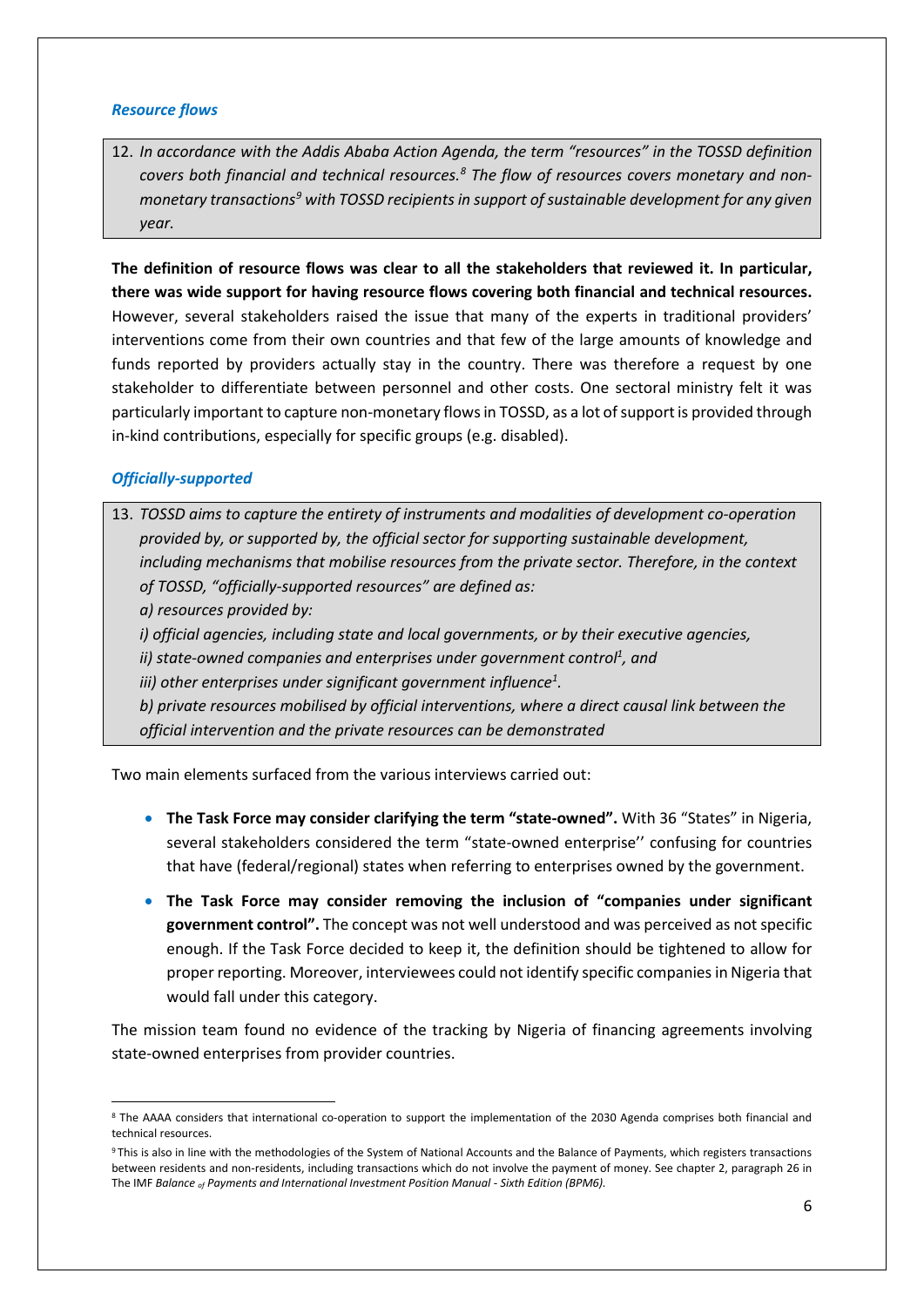### *Resource flows*

> 12. *In accordance with the Addis Ababa Action Agenda, the term "resources" in the TOSSD definition covers both financial and technical resources.*[8] *The flow of resources covers monetary and non-monetary transactions*[9] *with TOSSD recipients in support of sustainable development for any given year.*

**The definition of resource flows was clear to all the stakeholders that reviewed it. In particular, there was wide support for having resource flows covering both financial and technical resources.** However, several stakeholders raised the issue that many of the experts in traditional providers' interventions come from their own countries and that few of the large amounts of knowledge and funds reported by providers actually stay in the country. There was therefore a request by one stakeholder to differentiate between personnel and other costs. One sectoral ministry felt it was particularly important to capture non-monetary flows in TOSSD, as a lot of support is provided through in-kind contributions, especially for specific groups (e.g. disabled).

### *Officially-supported*

> 13. *TOSSD aims to capture the entirety of instruments and modalities of development co-operation provided by, or supported by, the official sector for supporting sustainable development, including mechanisms that mobilise resources from the private sector. Therefore, in the context of TOSSD, "officially-supported resources" are defined as:*
>
> *a) resources provided by:*
>
> *i) official agencies, including state and local governments, or by their executive agencies,*
>
> *ii) state-owned companies and enterprises under government control*[1]*, and*
>
> *iii) other enterprises under significant government influence*[1]*.*
>
> *b) private resources mobilised by official interventions, where a direct causal link between the official intervention and the private resources can be demonstrated*

Two main elements surfaced from the various interviews carried out:

- **The Task Force may consider clarifying the term "state-owned".** With 36 "States" in Nigeria, several stakeholders considered the term "state-owned enterprise'' confusing for countries that have (federal/regional) states when referring to enterprises owned by the government.
- **The Task Force may consider removing the inclusion of "companies under significant government control".** The concept was not well understood and was perceived as not specific enough. If the Task Force decided to keep it, the definition should be tightened to allow for proper reporting. Moreover, interviewees could not identify specific companies in Nigeria that would fall under this category.

The mission team found no evidence of the tracking by Nigeria of financing agreements involving state-owned enterprises from provider countries.

---

[8] The AAAA considers that international co-operation to support the implementation of the 2030 Agenda comprises both financial and technical resources.

[9] This is also in line with the methodologies of the System of National Accounts and the Balance of Payments, which registers transactions between residents and non-residents, including transactions which do not involve the payment of money. See chapter 2, paragraph 26 in The IMF *Balance of Payments and International Investment Position Manual - Sixth Edition (BPM6).*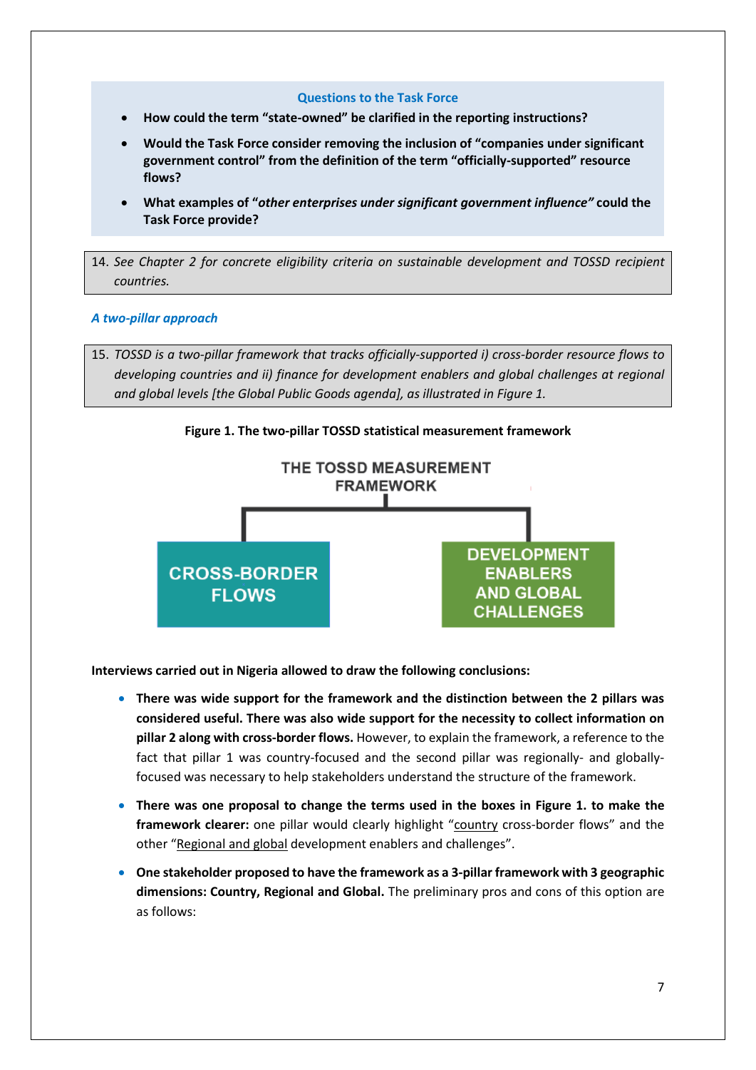**Questions to the Task Force**

- **How could the term "state-owned" be clarified in the reporting instructions?**
- **Would the Task Force consider removing the inclusion of "companies under significant government control" from the definition of the term "officially-supported" resource flows?**
- **What examples of "*other enterprises under significant government influence"* could the Task Force provide?**

14. *See Chapter 2 for concrete eligibility criteria on sustainable development and TOSSD recipient countries.*

### *A two-pillar approach*

15. *TOSSD is a two-pillar framework that tracks officially-supported i) cross-border resource flows to developing countries and ii) finance for development enablers and global challenges at regional and global levels [the Global Public Goods agenda], as illustrated in Figure 1.*

**Figure 1. The two-pillar TOSSD statistical measurement framework**

THE TOSSD MEASUREMENT FRAMEWORK

CROSS-BORDER FLOWS

DEVELOPMENT ENABLERS AND GLOBAL CHALLENGES

**Interviews carried out in Nigeria allowed to draw the following conclusions:**

- **There was wide support for the framework and the distinction between the 2 pillars was considered useful. There was also wide support for the necessity to collect information on pillar 2 along with cross-border flows.** However, to explain the framework, a reference to the fact that pillar 1 was country-focused and the second pillar was regionally- and globally-focused was necessary to help stakeholders understand the structure of the framework.
- **There was one proposal to change the terms used in the boxes in Figure 1. to make the framework clearer:** one pillar would clearly highlight "country cross-border flows" and the other "Regional and global development enablers and challenges".
- **One stakeholder proposed to have the framework as a 3-pillar framework with 3 geographic dimensions: Country, Regional and Global.** The preliminary pros and cons of this option are as follows: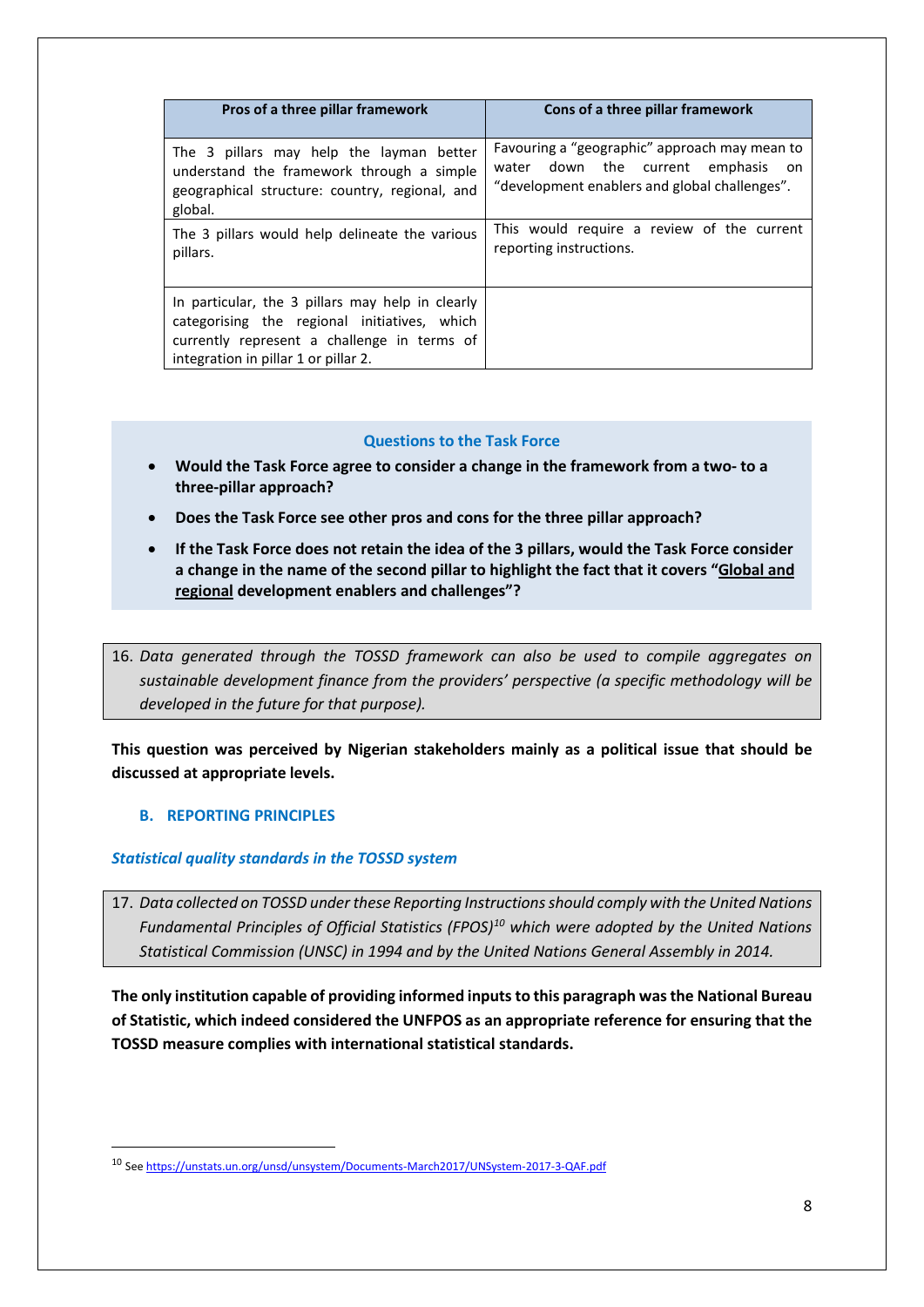| Pros of a three pillar framework | Cons of a three pillar framework |
|---|---|
| The 3 pillars may help the layman better understand the framework through a simple geographical structure: country, regional, and global. | Favouring a "geographic" approach may mean to water down the current emphasis on "development enablers and global challenges". |
| The 3 pillars would help delineate the various pillars. | This would require a review of the current reporting instructions. |
| In particular, the 3 pillars may help in clearly categorising the regional initiatives, which currently represent a challenge in terms of integration in pillar 1 or pillar 2. | |

**Questions to the Task Force**

- **Would the Task Force agree to consider a change in the framework from a two- to a three-pillar approach?**
- **Does the Task Force see other pros and cons for the three pillar approach?**
- **If the Task Force does not retain the idea of the 3 pillars, would the Task Force consider a change in the name of the second pillar to highlight the fact that it covers "Global and regional development enablers and challenges"?**

16. *Data generated through the TOSSD framework can also be used to compile aggregates on sustainable development finance from the providers' perspective (a specific methodology will be developed in the future for that purpose).*

**This question was perceived by Nigerian stakeholders mainly as a political issue that should be discussed at appropriate levels.**

## B. REPORTING PRINCIPLES

### *Statistical quality standards in the TOSSD system*

17. *Data collected on TOSSD under these Reporting Instructions should comply with the United Nations Fundamental Principles of Official Statistics (FPOS)[10] which were adopted by the United Nations Statistical Commission (UNSC) in 1994 and by the United Nations General Assembly in 2014.*

**The only institution capable of providing informed inputs to this paragraph was the National Bureau of Statistic, which indeed considered the UNFPOS as an appropriate reference for ensuring that the TOSSD measure complies with international statistical standards.**

[10] See https://unstats.un.org/unsd/unsystem/Documents-March2017/UNSystem-2017-3-QAF.pdf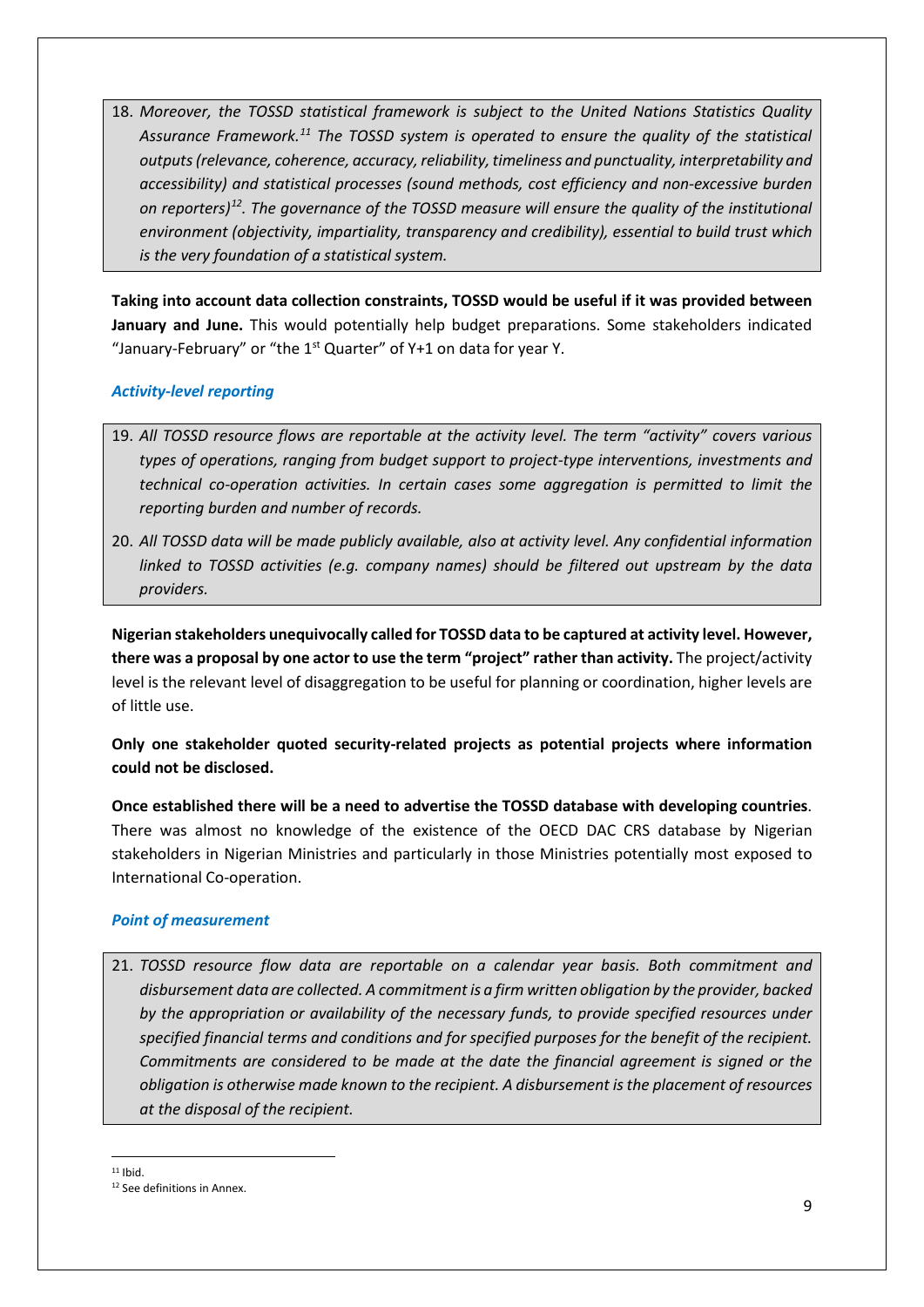18. *Moreover, the TOSSD statistical framework is subject to the United Nations Statistics Quality Assurance Framework.*[11] *The TOSSD system is operated to ensure the quality of the statistical outputs (relevance, coherence, accuracy, reliability, timeliness and punctuality, interpretability and accessibility) and statistical processes (sound methods, cost efficiency and non-excessive burden on reporters)*[12]*. The governance of the TOSSD measure will ensure the quality of the institutional environment (objectivity, impartiality, transparency and credibility), essential to build trust which is the very foundation of a statistical system.*

**Taking into account data collection constraints, TOSSD would be useful if it was provided between January and June.** This would potentially help budget preparations. Some stakeholders indicated "January-February" or "the 1st Quarter" of Y+1 on data for year Y.

### *Activity-level reporting*

19. *All TOSSD resource flows are reportable at the activity level. The term "activity" covers various types of operations, ranging from budget support to project-type interventions, investments and technical co-operation activities. In certain cases some aggregation is permitted to limit the reporting burden and number of records.*

20. *All TOSSD data will be made publicly available, also at activity level. Any confidential information linked to TOSSD activities (e.g. company names) should be filtered out upstream by the data providers.*

**Nigerian stakeholders unequivocally called for TOSSD data to be captured at activity level. However, there was a proposal by one actor to use the term "project" rather than activity.** The project/activity level is the relevant level of disaggregation to be useful for planning or coordination, higher levels are of little use.

**Only one stakeholder quoted security-related projects as potential projects where information could not be disclosed.**

**Once established there will be a need to advertise the TOSSD database with developing countries**. There was almost no knowledge of the existence of the OECD DAC CRS database by Nigerian stakeholders in Nigerian Ministries and particularly in those Ministries potentially most exposed to International Co-operation.

### *Point of measurement*

21. *TOSSD resource flow data are reportable on a calendar year basis. Both commitment and disbursement data are collected. A commitment is a firm written obligation by the provider, backed by the appropriation or availability of the necessary funds, to provide specified resources under specified financial terms and conditions and for specified purposes for the benefit of the recipient. Commitments are considered to be made at the date the financial agreement is signed or the obligation is otherwise made known to the recipient. A disbursement is the placement of resources at the disposal of the recipient.*

---

[11] Ibid.

[12] See definitions in Annex.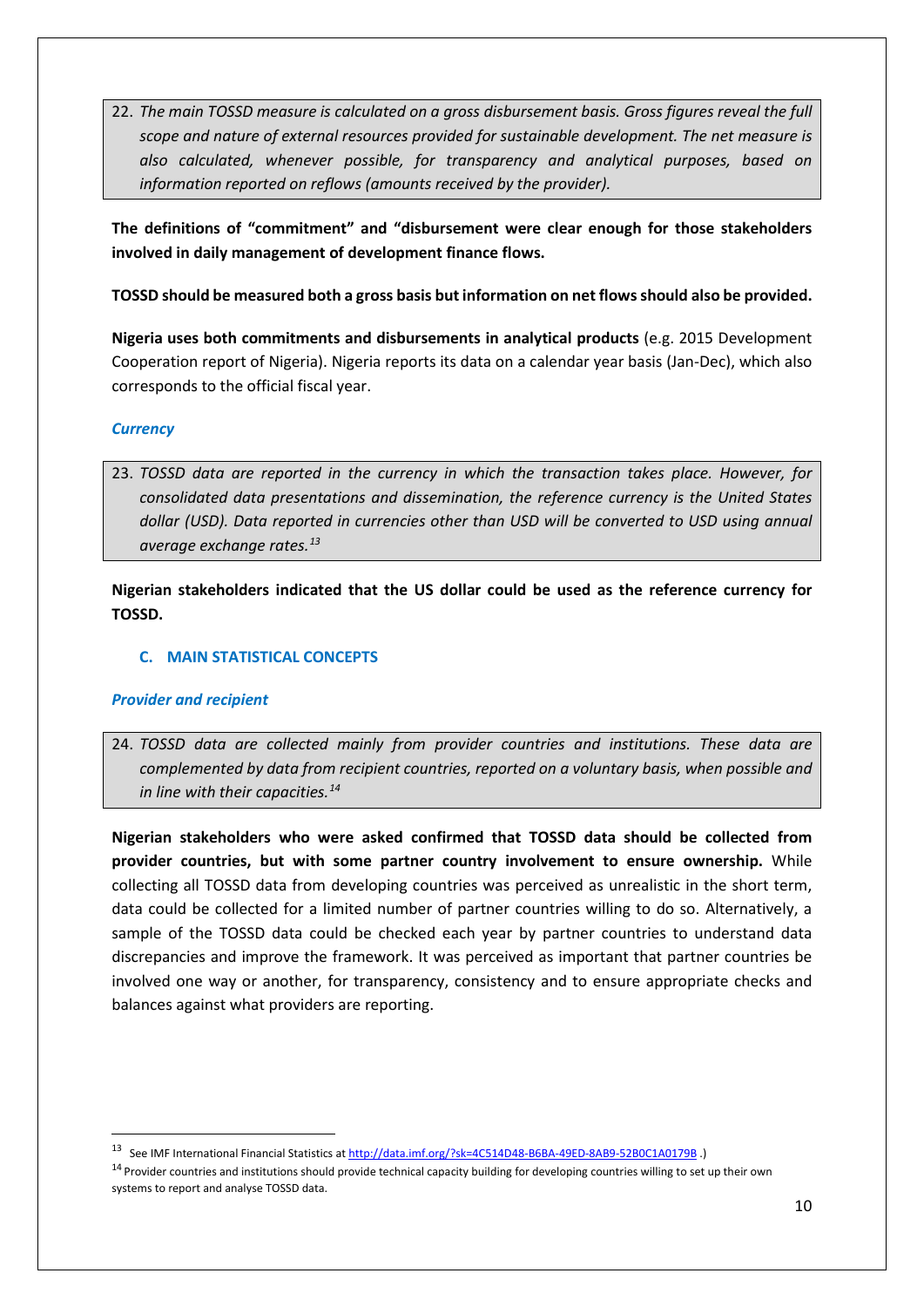22. *The main TOSSD measure is calculated on a gross disbursement basis. Gross figures reveal the full scope and nature of external resources provided for sustainable development. The net measure is also calculated, whenever possible, for transparency and analytical purposes, based on information reported on reflows (amounts received by the provider).*

**The definitions of "commitment" and "disbursement were clear enough for those stakeholders involved in daily management of development finance flows.**

**TOSSD should be measured both a gross basis but information on net flows should also be provided.**

**Nigeria uses both commitments and disbursements in analytical products** (e.g. 2015 Development Cooperation report of Nigeria). Nigeria reports its data on a calendar year basis (Jan-Dec), which also corresponds to the official fiscal year.

### *Currency*

23. *TOSSD data are reported in the currency in which the transaction takes place. However, for consolidated data presentations and dissemination, the reference currency is the United States dollar (USD). Data reported in currencies other than USD will be converted to USD using annual average exchange rates.*[13]

**Nigerian stakeholders indicated that the US dollar could be used as the reference currency for TOSSD.**

## C. MAIN STATISTICAL CONCEPTS

### *Provider and recipient*

24. *TOSSD data are collected mainly from provider countries and institutions. These data are complemented by data from recipient countries, reported on a voluntary basis, when possible and in line with their capacities.*[14]

**Nigerian stakeholders who were asked confirmed that TOSSD data should be collected from provider countries, but with some partner country involvement to ensure ownership.** While collecting all TOSSD data from developing countries was perceived as unrealistic in the short term, data could be collected for a limited number of partner countries willing to do so. Alternatively, a sample of the TOSSD data could be checked each year by partner countries to understand data discrepancies and improve the framework. It was perceived as important that partner countries be involved one way or another, for transparency, consistency and to ensure appropriate checks and balances against what providers are reporting.

---

[13] See IMF International Financial Statistics at http://data.imf.org/?sk=4C514D48-B6BA-49ED-8AB9-52B0C1A0179B .)

[14] Provider countries and institutions should provide technical capacity building for developing countries willing to set up their own systems to report and analyse TOSSD data.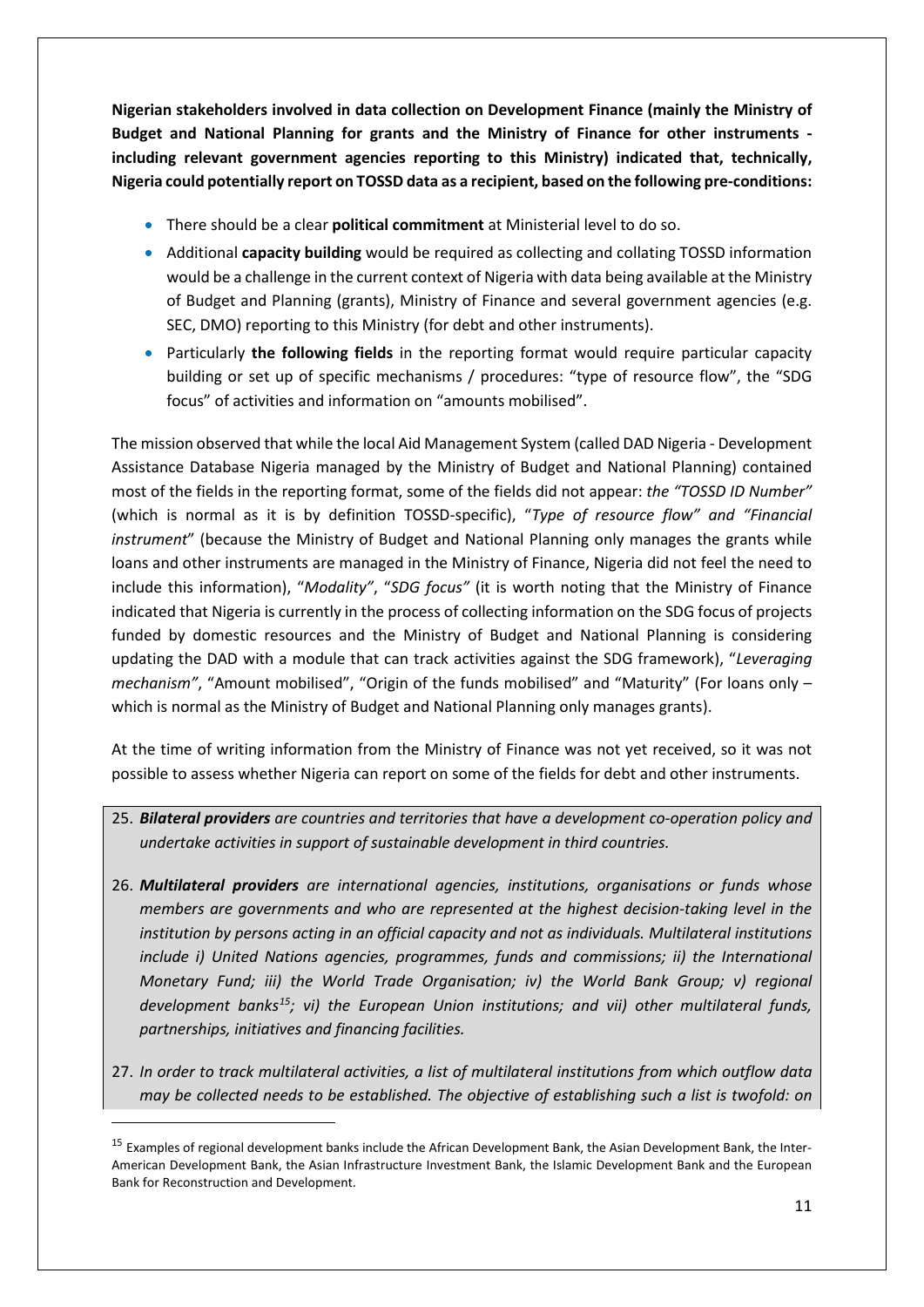**Nigerian stakeholders involved in data collection on Development Finance (mainly the Ministry of Budget and National Planning for grants and the Ministry of Finance for other instruments - including relevant government agencies reporting to this Ministry) indicated that, technically, Nigeria could potentially report on TOSSD data as a recipient, based on the following pre-conditions:**

- There should be a clear **political commitment** at Ministerial level to do so.
- Additional **capacity building** would be required as collecting and collating TOSSD information would be a challenge in the current context of Nigeria with data being available at the Ministry of Budget and Planning (grants), Ministry of Finance and several government agencies (e.g. SEC, DMO) reporting to this Ministry (for debt and other instruments).
- Particularly **the following fields** in the reporting format would require particular capacity building or set up of specific mechanisms / procedures: "type of resource flow", the "SDG focus" of activities and information on "amounts mobilised".

The mission observed that while the local Aid Management System (called DAD Nigeria - Development Assistance Database Nigeria managed by the Ministry of Budget and National Planning) contained most of the fields in the reporting format, some of the fields did not appear: *the "TOSSD ID Number"* (which is normal as it is by definition TOSSD-specific), "*Type of resource flow" and "Financial instrument*" (because the Ministry of Budget and National Planning only manages the grants while loans and other instruments are managed in the Ministry of Finance, Nigeria did not feel the need to include this information), "*Modality"*, "*SDG focus"* (it is worth noting that the Ministry of Finance indicated that Nigeria is currently in the process of collecting information on the SDG focus of projects funded by domestic resources and the Ministry of Budget and National Planning is considering updating the DAD with a module that can track activities against the SDG framework), "*Leveraging mechanism"*, "Amount mobilised", "Origin of the funds mobilised" and "Maturity" (For loans only – which is normal as the Ministry of Budget and National Planning only manages grants).

At the time of writing information from the Ministry of Finance was not yet received, so it was not possible to assess whether Nigeria can report on some of the fields for debt and other instruments.

25. ***Bilateral providers*** *are countries and territories that have a development co-operation policy and undertake activities in support of sustainable development in third countries.*

26. ***Multilateral providers*** *are international agencies, institutions, organisations or funds whose members are governments and who are represented at the highest decision-taking level in the institution by persons acting in an official capacity and not as individuals. Multilateral institutions include i) United Nations agencies, programmes, funds and commissions; ii) the International Monetary Fund; iii) the World Trade Organisation; iv) the World Bank Group; v) regional development banks[15]; vi) the European Union institutions; and vii) other multilateral funds, partnerships, initiatives and financing facilities.*

27. *In order to track multilateral activities, a list of multilateral institutions from which outflow data may be collected needs to be established. The objective of establishing such a list is twofold: on*

[15] Examples of regional development banks include the African Development Bank, the Asian Development Bank, the Inter-American Development Bank, the Asian Infrastructure Investment Bank, the Islamic Development Bank and the European Bank for Reconstruction and Development.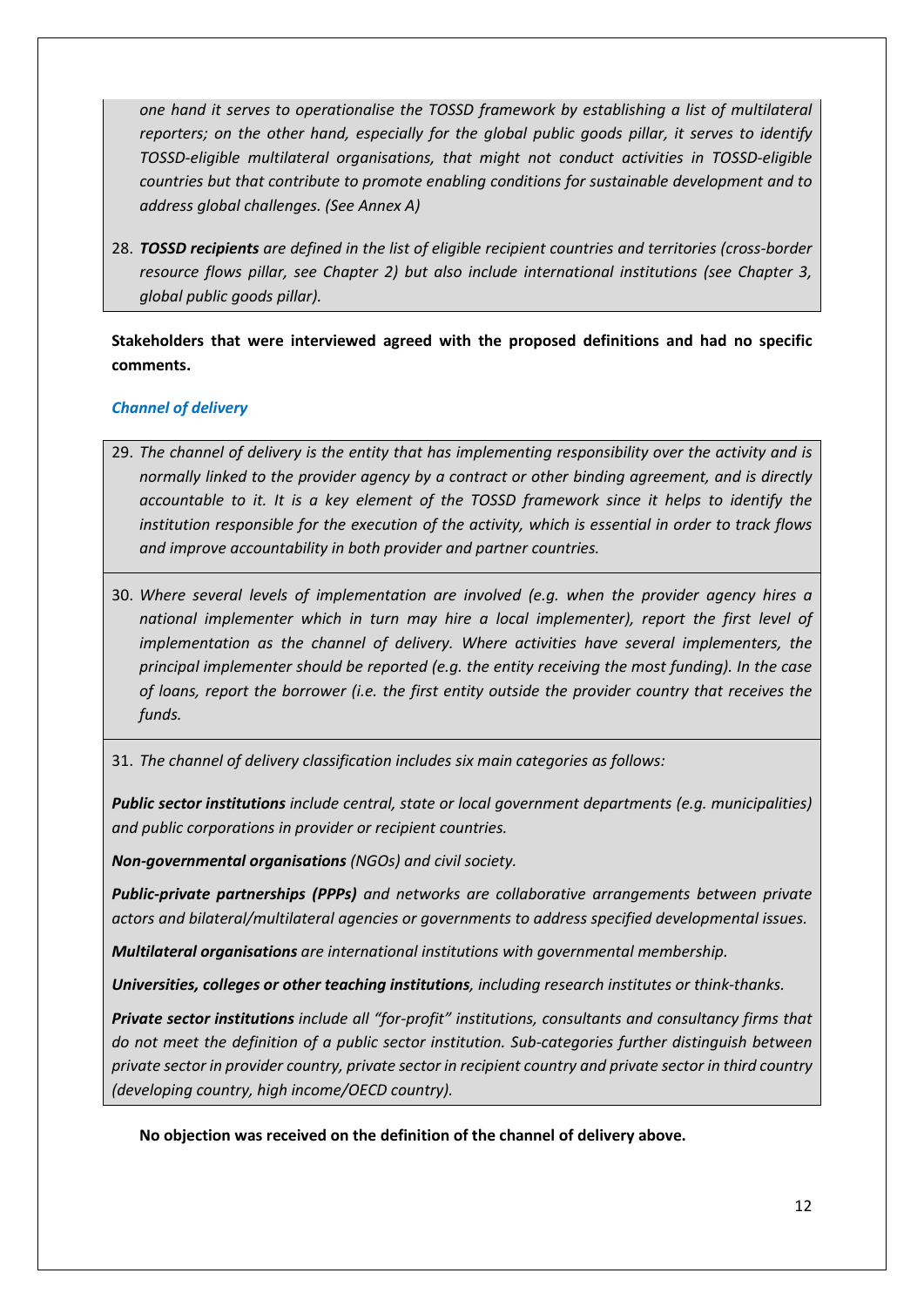*one hand it serves to operationalise the TOSSD framework by establishing a list of multilateral reporters; on the other hand, especially for the global public goods pillar, it serves to identify TOSSD-eligible multilateral organisations, that might not conduct activities in TOSSD-eligible countries but that contribute to promote enabling conditions for sustainable development and to address global challenges. (See Annex A)*

28. ***TOSSD recipients*** *are defined in the list of eligible recipient countries and territories (cross-border resource flows pillar, see Chapter 2) but also include international institutions (see Chapter 3, global public goods pillar).*

**Stakeholders that were interviewed agreed with the proposed definitions and had no specific comments.**

### *Channel of delivery*

29. *The channel of delivery is the entity that has implementing responsibility over the activity and is normally linked to the provider agency by a contract or other binding agreement, and is directly accountable to it. It is a key element of the TOSSD framework since it helps to identify the institution responsible for the execution of the activity, which is essential in order to track flows and improve accountability in both provider and partner countries.*

30. *Where several levels of implementation are involved (e.g. when the provider agency hires a national implementer which in turn may hire a local implementer), report the first level of implementation as the channel of delivery. Where activities have several implementers, the principal implementer should be reported (e.g. the entity receiving the most funding). In the case of loans, report the borrower (i.e. the first entity outside the provider country that receives the funds.*

31. *The channel of delivery classification includes six main categories as follows:*

***Public sector institutions*** *include central, state or local government departments (e.g. municipalities) and public corporations in provider or recipient countries.*

***Non-governmental organisations*** *(NGOs) and civil society.*

***Public-private partnerships (PPPs)*** *and networks are collaborative arrangements between private actors and bilateral/multilateral agencies or governments to address specified developmental issues.*

***Multilateral organisations*** *are international institutions with governmental membership.*

***Universities, colleges or other teaching institutions****, including research institutes or think-thanks.*

***Private sector institutions*** *include all "for-profit" institutions, consultants and consultancy firms that do not meet the definition of a public sector institution. Sub-categories further distinguish between private sector in provider country, private sector in recipient country and private sector in third country (developing country, high income/OECD country).*

**No objection was received on the definition of the channel of delivery above.**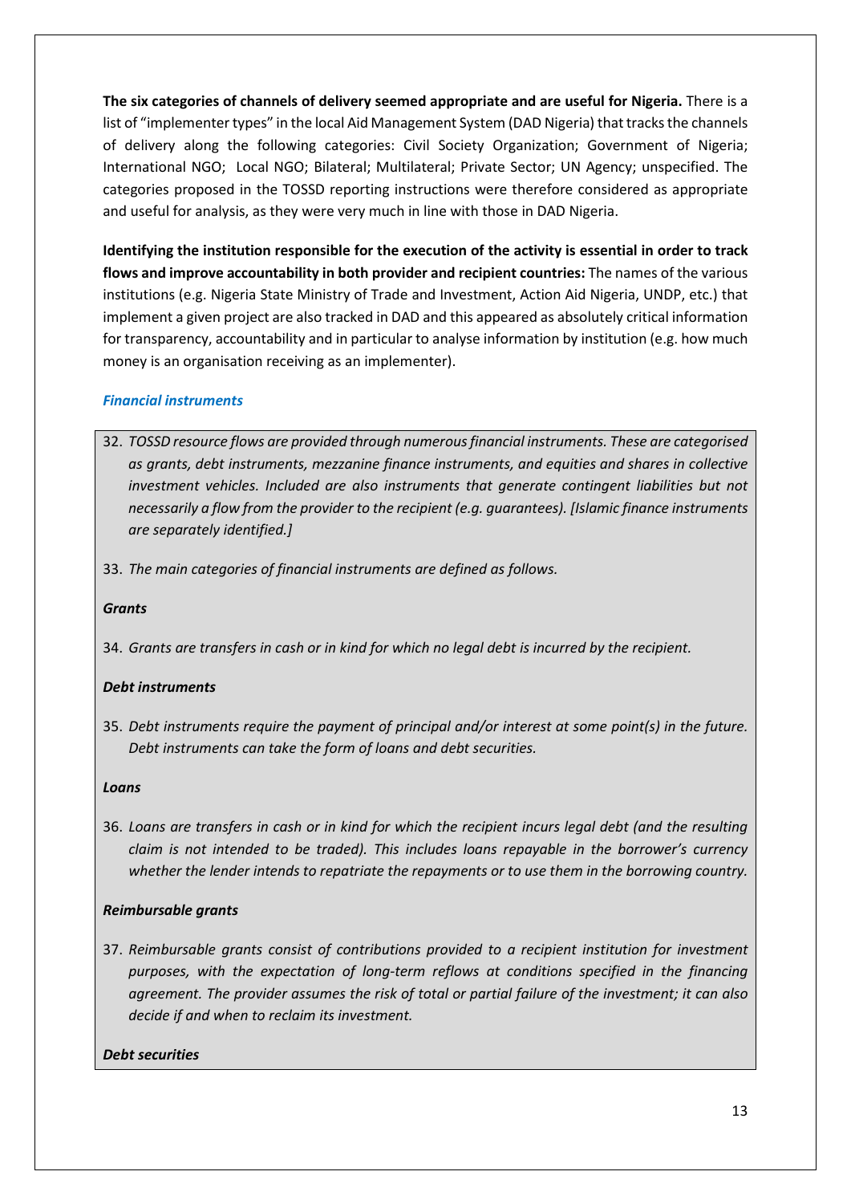**The six categories of channels of delivery seemed appropriate and are useful for Nigeria.** There is a list of "implementer types" in the local Aid Management System (DAD Nigeria) that tracks the channels of delivery along the following categories: Civil Society Organization; Government of Nigeria; International NGO; Local NGO; Bilateral; Multilateral; Private Sector; UN Agency; unspecified. The categories proposed in the TOSSD reporting instructions were therefore considered as appropriate and useful for analysis, as they were very much in line with those in DAD Nigeria.

**Identifying the institution responsible for the execution of the activity is essential in order to track flows and improve accountability in both provider and recipient countries:** The names of the various institutions (e.g. Nigeria State Ministry of Trade and Investment, Action Aid Nigeria, UNDP, etc.) that implement a given project are also tracked in DAD and this appeared as absolutely critical information for transparency, accountability and in particular to analyse information by institution (e.g. how much money is an organisation receiving as an implementer).

### *Financial instruments*

32. *TOSSD resource flows are provided through numerous financial instruments. These are categorised as grants, debt instruments, mezzanine finance instruments, and equities and shares in collective investment vehicles. Included are also instruments that generate contingent liabilities but not necessarily a flow from the provider to the recipient (e.g. guarantees). [Islamic finance instruments are separately identified.]*

33. *The main categories of financial instruments are defined as follows.*

***Grants***

34. *Grants are transfers in cash or in kind for which no legal debt is incurred by the recipient.*

***Debt instruments***

35. *Debt instruments require the payment of principal and/or interest at some point(s) in the future. Debt instruments can take the form of loans and debt securities.*

***Loans***

36. *Loans are transfers in cash or in kind for which the recipient incurs legal debt (and the resulting claim is not intended to be traded). This includes loans repayable in the borrower's currency whether the lender intends to repatriate the repayments or to use them in the borrowing country.*

***Reimbursable grants***

37. *Reimbursable grants consist of contributions provided to a recipient institution for investment purposes, with the expectation of long-term reflows at conditions specified in the financing agreement. The provider assumes the risk of total or partial failure of the investment; it can also decide if and when to reclaim its investment.*

***Debt securities***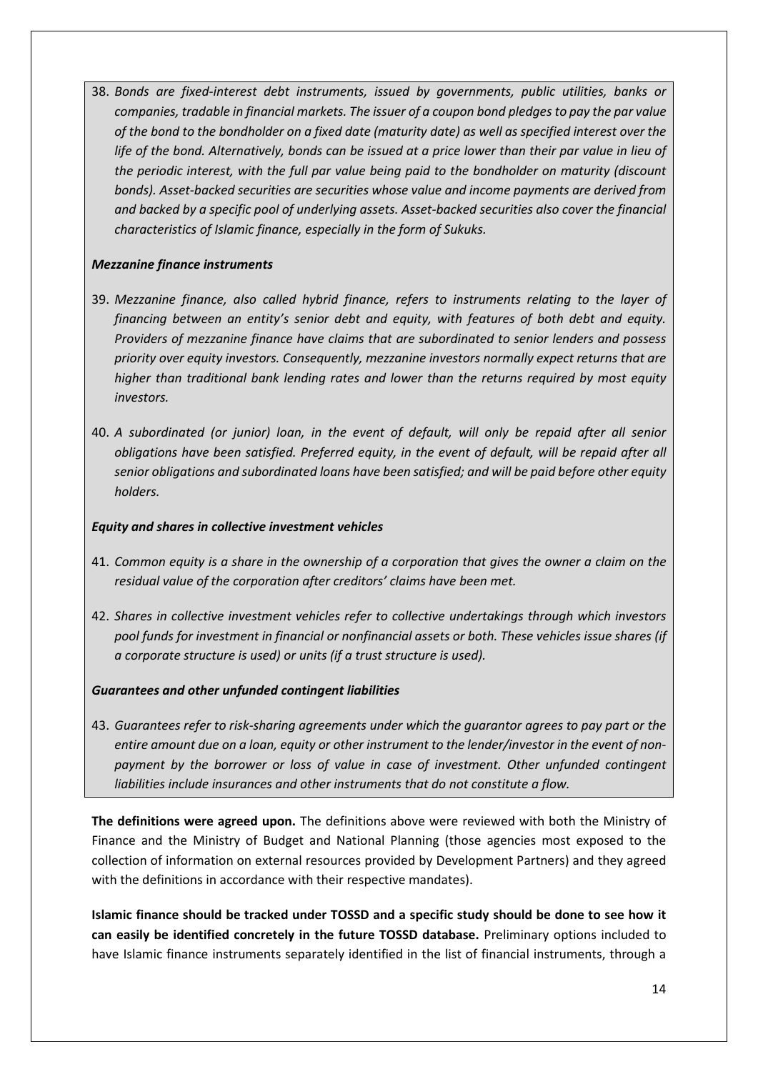38. *Bonds are fixed-interest debt instruments, issued by governments, public utilities, banks or companies, tradable in financial markets. The issuer of a coupon bond pledges to pay the par value of the bond to the bondholder on a fixed date (maturity date) as well as specified interest over the life of the bond. Alternatively, bonds can be issued at a price lower than their par value in lieu of the periodic interest, with the full par value being paid to the bondholder on maturity (discount bonds). Asset-backed securities are securities whose value and income payments are derived from and backed by a specific pool of underlying assets. Asset-backed securities also cover the financial characteristics of Islamic finance, especially in the form of Sukuks.*

***Mezzanine finance instruments***

39. *Mezzanine finance, also called hybrid finance, refers to instruments relating to the layer of financing between an entity's senior debt and equity, with features of both debt and equity. Providers of mezzanine finance have claims that are subordinated to senior lenders and possess priority over equity investors. Consequently, mezzanine investors normally expect returns that are higher than traditional bank lending rates and lower than the returns required by most equity investors.*

40. *A subordinated (or junior) loan, in the event of default, will only be repaid after all senior obligations have been satisfied. Preferred equity, in the event of default, will be repaid after all senior obligations and subordinated loans have been satisfied; and will be paid before other equity holders.*

***Equity and shares in collective investment vehicles***

41. *Common equity is a share in the ownership of a corporation that gives the owner a claim on the residual value of the corporation after creditors' claims have been met.*

42. *Shares in collective investment vehicles refer to collective undertakings through which investors pool funds for investment in financial or nonfinancial assets or both. These vehicles issue shares (if a corporate structure is used) or units (if a trust structure is used).*

***Guarantees and other unfunded contingent liabilities***

43. *Guarantees refer to risk-sharing agreements under which the guarantor agrees to pay part or the entire amount due on a loan, equity or other instrument to the lender/investor in the event of non-payment by the borrower or loss of value in case of investment. Other unfunded contingent liabilities include insurances and other instruments that do not constitute a flow.*

**The definitions were agreed upon.** The definitions above were reviewed with both the Ministry of Finance and the Ministry of Budget and National Planning (those agencies most exposed to the collection of information on external resources provided by Development Partners) and they agreed with the definitions in accordance with their respective mandates).

**Islamic finance should be tracked under TOSSD and a specific study should be done to see how it can easily be identified concretely in the future TOSSD database.** Preliminary options included to have Islamic finance instruments separately identified in the list of financial instruments, through a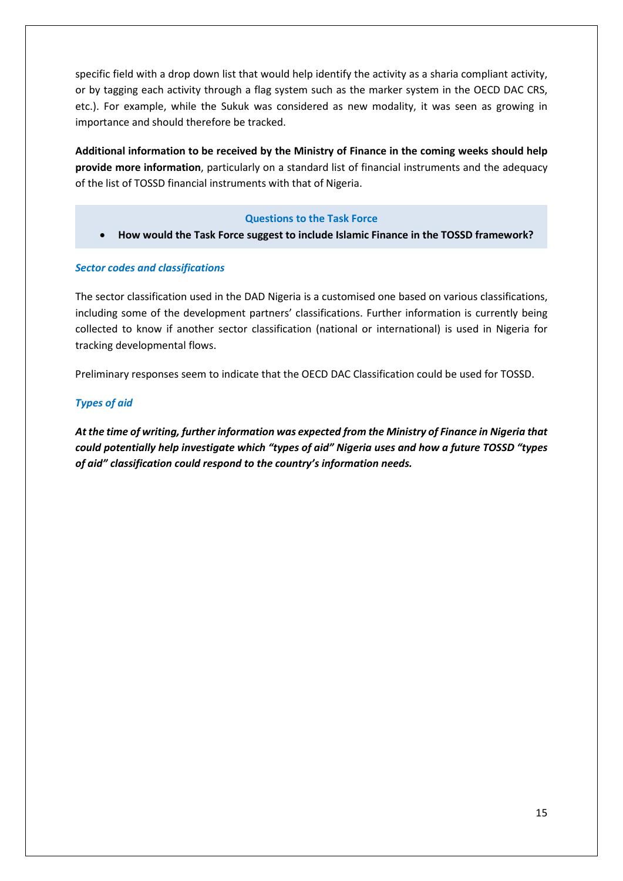specific field with a drop down list that would help identify the activity as a sharia compliant activity, or by tagging each activity through a flag system such as the marker system in the OECD DAC CRS, etc.). For example, while the Sukuk was considered as new modality, it was seen as growing in importance and should therefore be tracked.

**Additional information to be received by the Ministry of Finance in the coming weeks should help provide more information**, particularly on a standard list of financial instruments and the adequacy of the list of TOSSD financial instruments with that of Nigeria.

> **Questions to the Task Force**
>
> - **How would the Task Force suggest to include Islamic Finance in the TOSSD framework?**

***Sector codes and classifications***

The sector classification used in the DAD Nigeria is a customised one based on various classifications, including some of the development partners' classifications. Further information is currently being collected to know if another sector classification (national or international) is used in Nigeria for tracking developmental flows.

Preliminary responses seem to indicate that the OECD DAC Classification could be used for TOSSD.

***Types of aid***

***At the time of writing, further information was expected from the Ministry of Finance in Nigeria that could potentially help investigate which "types of aid" Nigeria uses and how a future TOSSD "types of aid" classification could respond to the country's information needs.***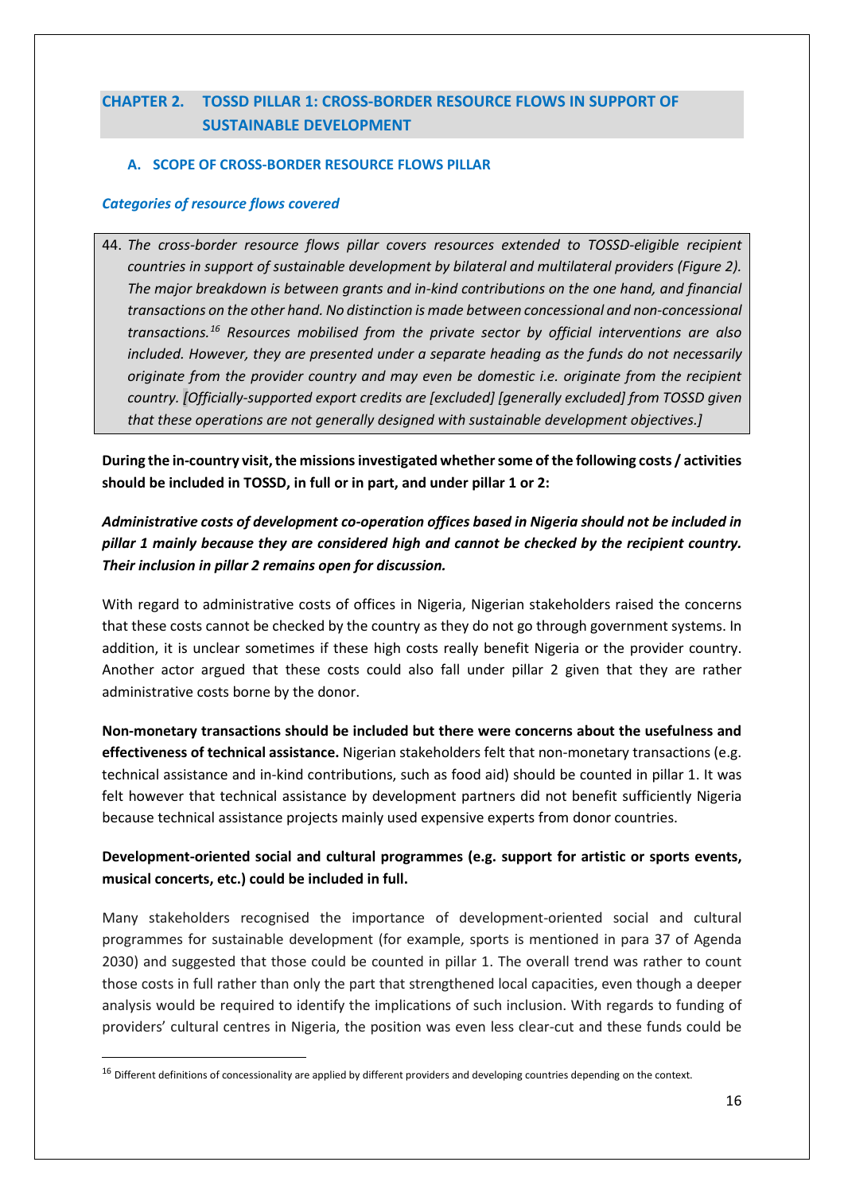## CHAPTER 2. TOSSD PILLAR 1: CROSS-BORDER RESOURCE FLOWS IN SUPPORT OF SUSTAINABLE DEVELOPMENT

### A. SCOPE OF CROSS-BORDER RESOURCE FLOWS PILLAR

***Categories of resource flows covered***

44. *The cross-border resource flows pillar covers resources extended to TOSSD-eligible recipient countries in support of sustainable development by bilateral and multilateral providers (Figure 2). The major breakdown is between grants and in-kind contributions on the one hand, and financial transactions on the other hand. No distinction is made between concessional and non-concessional transactions.[16] Resources mobilised from the private sector by official interventions are also included. However, they are presented under a separate heading as the funds do not necessarily originate from the provider country and may even be domestic i.e. originate from the recipient country. [Officially-supported export credits are [excluded] [generally excluded] from TOSSD given that these operations are not generally designed with sustainable development objectives.]*

**During the in-country visit, the missions investigated whether some of the following costs / activities should be included in TOSSD, in full or in part, and under pillar 1 or 2:**

***Administrative costs of development co-operation offices based in Nigeria should not be included in pillar 1 mainly because they are considered high and cannot be checked by the recipient country. Their inclusion in pillar 2 remains open for discussion.***

With regard to administrative costs of offices in Nigeria, Nigerian stakeholders raised the concerns that these costs cannot be checked by the country as they do not go through government systems. In addition, it is unclear sometimes if these high costs really benefit Nigeria or the provider country. Another actor argued that these costs could also fall under pillar 2 given that they are rather administrative costs borne by the donor.

**Non-monetary transactions should be included but there were concerns about the usefulness and effectiveness of technical assistance.** Nigerian stakeholders felt that non-monetary transactions (e.g. technical assistance and in-kind contributions, such as food aid) should be counted in pillar 1. It was felt however that technical assistance by development partners did not benefit sufficiently Nigeria because technical assistance projects mainly used expensive experts from donor countries.

**Development-oriented social and cultural programmes (e.g. support for artistic or sports events, musical concerts, etc.) could be included in full.**

Many stakeholders recognised the importance of development-oriented social and cultural programmes for sustainable development (for example, sports is mentioned in para 37 of Agenda 2030) and suggested that those could be counted in pillar 1. The overall trend was rather to count those costs in full rather than only the part that strengthened local capacities, even though a deeper analysis would be required to identify the implications of such inclusion. With regards to funding of providers' cultural centres in Nigeria, the position was even less clear-cut and these funds could be

[16] Different definitions of concessionality are applied by different providers and developing countries depending on the context.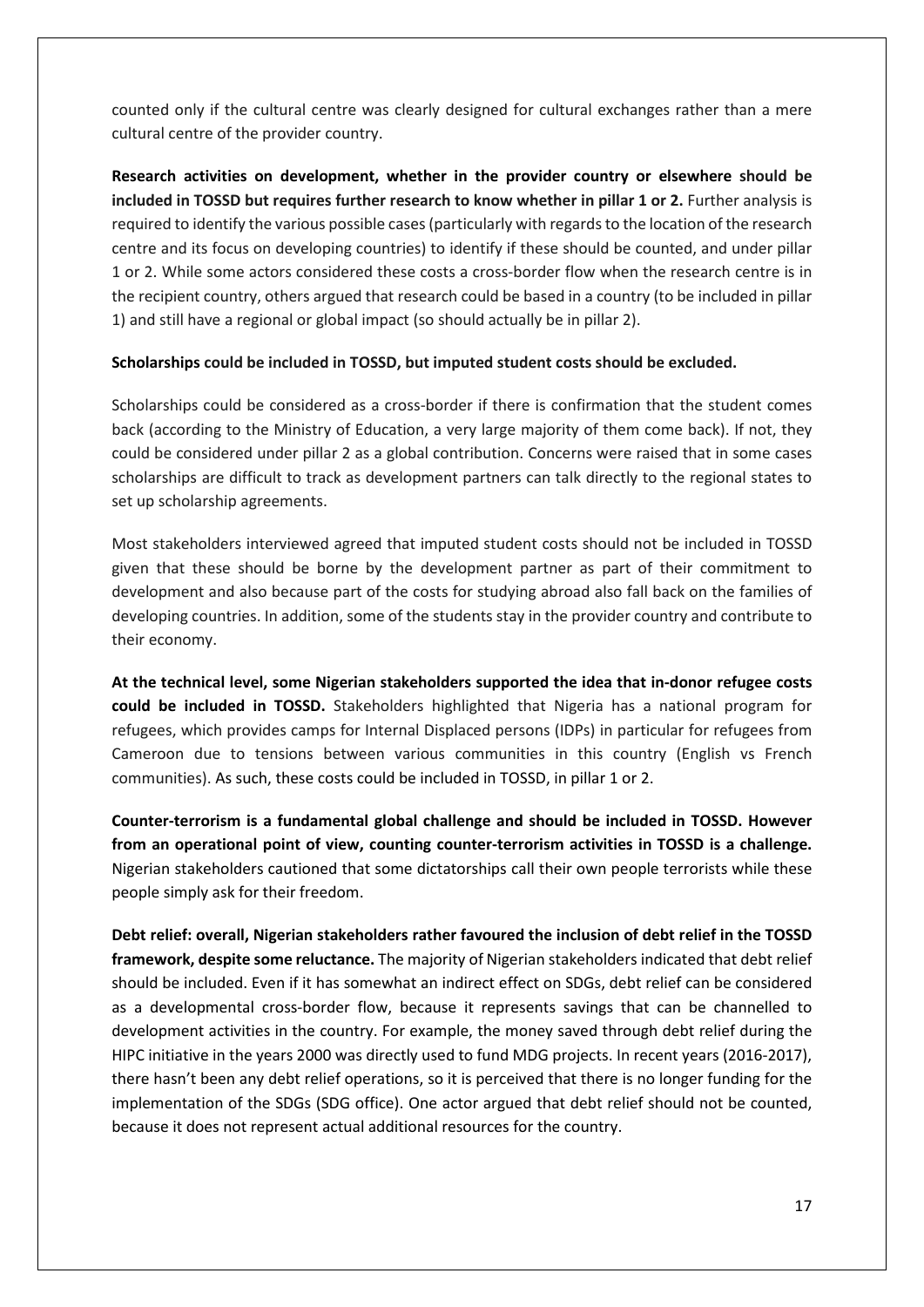counted only if the cultural centre was clearly designed for cultural exchanges rather than a mere cultural centre of the provider country.

**Research activities on development, whether in the provider country or elsewhere should be included in TOSSD but requires further research to know whether in pillar 1 or 2.** Further analysis is required to identify the various possible cases (particularly with regards to the location of the research centre and its focus on developing countries) to identify if these should be counted, and under pillar 1 or 2. While some actors considered these costs a cross-border flow when the research centre is in the recipient country, others argued that research could be based in a country (to be included in pillar 1) and still have a regional or global impact (so should actually be in pillar 2).

**Scholarships could be included in TOSSD, but imputed student costs should be excluded.**

Scholarships could be considered as a cross-border if there is confirmation that the student comes back (according to the Ministry of Education, a very large majority of them come back). If not, they could be considered under pillar 2 as a global contribution. Concerns were raised that in some cases scholarships are difficult to track as development partners can talk directly to the regional states to set up scholarship agreements.

Most stakeholders interviewed agreed that imputed student costs should not be included in TOSSD given that these should be borne by the development partner as part of their commitment to development and also because part of the costs for studying abroad also fall back on the families of developing countries. In addition, some of the students stay in the provider country and contribute to their economy.

**At the technical level, some Nigerian stakeholders supported the idea that in-donor refugee costs could be included in TOSSD.** Stakeholders highlighted that Nigeria has a national program for refugees, which provides camps for Internal Displaced persons (IDPs) in particular for refugees from Cameroon due to tensions between various communities in this country (English vs French communities). As such, these costs could be included in TOSSD, in pillar 1 or 2.

**Counter-terrorism is a fundamental global challenge and should be included in TOSSD. However from an operational point of view, counting counter-terrorism activities in TOSSD is a challenge.** Nigerian stakeholders cautioned that some dictatorships call their own people terrorists while these people simply ask for their freedom.

**Debt relief: overall, Nigerian stakeholders rather favoured the inclusion of debt relief in the TOSSD framework, despite some reluctance.** The majority of Nigerian stakeholders indicated that debt relief should be included. Even if it has somewhat an indirect effect on SDGs, debt relief can be considered as a developmental cross-border flow, because it represents savings that can be channelled to development activities in the country. For example, the money saved through debt relief during the HIPC initiative in the years 2000 was directly used to fund MDG projects. In recent years (2016-2017), there hasn't been any debt relief operations, so it is perceived that there is no longer funding for the implementation of the SDGs (SDG office). One actor argued that debt relief should not be counted, because it does not represent actual additional resources for the country.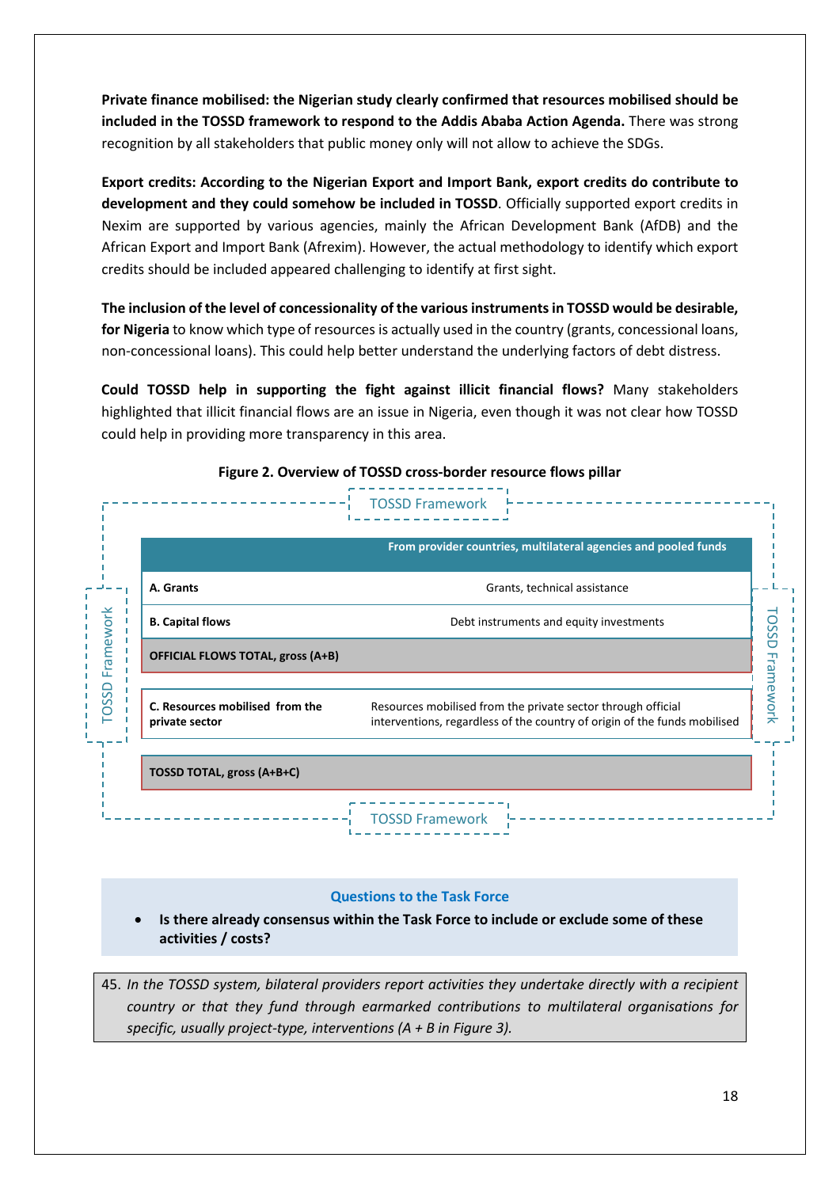**Private finance mobilised: the Nigerian study clearly confirmed that resources mobilised should be included in the TOSSD framework to respond to the Addis Ababa Action Agenda.** There was strong recognition by all stakeholders that public money only will not allow to achieve the SDGs.

**Export credits: According to the Nigerian Export and Import Bank, export credits do contribute to development and they could somehow be included in TOSSD**. Officially supported export credits in Nexim are supported by various agencies, mainly the African Development Bank (AfDB) and the African Export and Import Bank (Afrexim). However, the actual methodology to identify which export credits should be included appeared challenging to identify at first sight.

**The inclusion of the level of concessionality of the various instruments in TOSSD would be desirable, for Nigeria** to know which type of resources is actually used in the country (grants, concessional loans, non-concessional loans). This could help better understand the underlying factors of debt distress.

**Could TOSSD help in supporting the fight against illicit financial flows?** Many stakeholders highlighted that illicit financial flows are an issue in Nigeria, even though it was not clear how TOSSD could help in providing more transparency in this area.

**Figure 2. Overview of TOSSD cross-border resource flows pillar**

TOSSD Framework

| | From provider countries, multilateral agencies and pooled funds |
|---|---|
| **A. Grants** | Grants, technical assistance |
| **B. Capital flows** | Debt instruments and equity investments |
| **OFFICIAL FLOWS TOTAL, gross (A+B)** | |
| **C. Resources mobilised from the private sector** | Resources mobilised from the private sector through official interventions, regardless of the country of origin of the funds mobilised |
| **TOSSD TOTAL, gross (A+B+C)** | |

**Questions to the Task Force**

- **Is there already consensus within the Task Force to include or exclude some of these activities / costs?**

45. *In the TOSSD system, bilateral providers report activities they undertake directly with a recipient country or that they fund through earmarked contributions to multilateral organisations for specific, usually project-type, interventions (A + B in Figure 3).*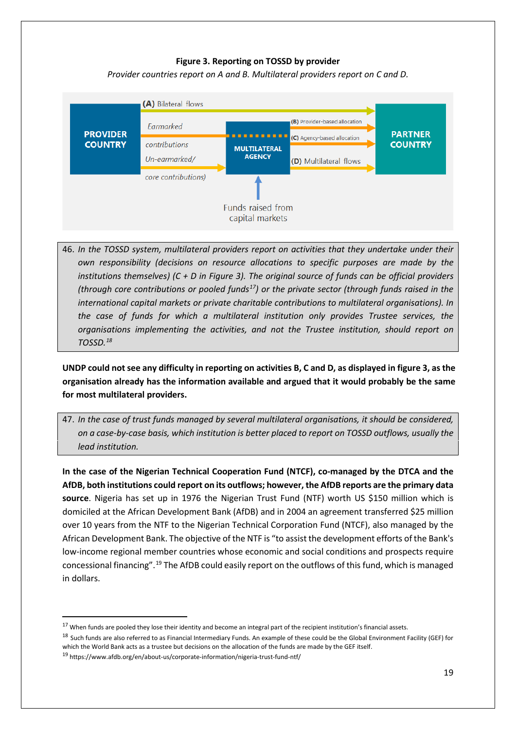**Figure 3. Reporting on TOSSD by provider**

*Provider countries report on A and B. Multilateral providers report on C and D.*

PROVIDER COUNTRY

(A) Bilateral flows

Earmarked contributions

Un-earmarked/ core contributions)

MULTILATERAL AGENCY

(B) Provider-based allocation

(C) Agency-based allocation

(D) Multilateral flows

PARTNER COUNTRY

Funds raised from capital markets

> 46. *In the TOSSD system, multilateral providers report on activities that they undertake under their own responsibility (decisions on resource allocations to specific purposes are made by the institutions themselves) (C + D in Figure 3). The original source of funds can be official providers (through core contributions or pooled funds[17]) or the private sector (through funds raised in the international capital markets or private charitable contributions to multilateral organisations). In the case of funds for which a multilateral institution only provides Trustee services, the organisations implementing the activities, and not the Trustee institution, should report on TOSSD.[18]*

**UNDP could not see any difficulty in reporting on activities B, C and D, as displayed in figure 3, as the organisation already has the information available and argued that it would probably be the same for most multilateral providers.**

> 47. *In the case of trust funds managed by several multilateral organisations, it should be considered, on a case-by-case basis, which institution is better placed to report on TOSSD outflows, usually the lead institution.*

**In the case of the Nigerian Technical Cooperation Fund (NTCF), co-managed by the DTCA and the AfDB, both institutions could report on its outflows; however, the AfDB reports are the primary data source**. Nigeria has set up in 1976 the Nigerian Trust Fund (NTF) worth US $150 million which is domiciled at the African Development Bank (AfDB) and in 2004 an agreement transferred $25 million over 10 years from the NTF to the Nigerian Technical Corporation Fund (NTCF), also managed by the African Development Bank. The objective of the NTF is "to assist the development efforts of the Bank's low-income regional member countries whose economic and social conditions and prospects require concessional financing".[19] The AfDB could easily report on the outflows of this fund, which is managed in dollars.

---

[17] When funds are pooled they lose their identity and become an integral part of the recipient institution's financial assets.

[18] Such funds are also referred to as Financial Intermediary Funds. An example of these could be the Global Environment Facility (GEF) for which the World Bank acts as a trustee but decisions on the allocation of the funds are made by the GEF itself.

[19] https://www.afdb.org/en/about-us/corporate-information/nigeria-trust-fund-ntf/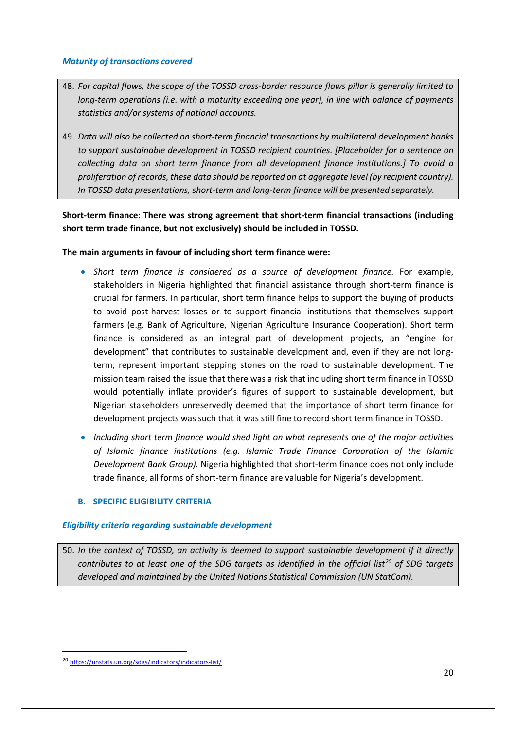*Maturity of transactions covered*

> 48. *For capital flows, the scope of the TOSSD cross-border resource flows pillar is generally limited to long-term operations (i.e. with a maturity exceeding one year), in line with balance of payments statistics and/or systems of national accounts.*
>
> 49. *Data will also be collected on short-term financial transactions by multilateral development banks to support sustainable development in TOSSD recipient countries. [Placeholder for a sentence on collecting data on short term finance from all development finance institutions.] To avoid a proliferation of records, these data should be reported on at aggregate level (by recipient country). In TOSSD data presentations, short-term and long-term finance will be presented separately.*

**Short-term finance: There was strong agreement that short-term financial transactions (including short term trade finance, but not exclusively) should be included in TOSSD.**

**The main arguments in favour of including short term finance were:**

- *Short term finance is considered as a source of development finance.* For example, stakeholders in Nigeria highlighted that financial assistance through short-term finance is crucial for farmers. In particular, short term finance helps to support the buying of products to avoid post-harvest losses or to support financial institutions that themselves support farmers (e.g. Bank of Agriculture, Nigerian Agriculture Insurance Cooperation). Short term finance is considered as an integral part of development projects, an "engine for development" that contributes to sustainable development and, even if they are not long-term, represent important stepping stones on the road to sustainable development. The mission team raised the issue that there was a risk that including short term finance in TOSSD would potentially inflate provider's figures of support to sustainable development, but Nigerian stakeholders unreservedly deemed that the importance of short term finance for development projects was such that it was still fine to record short term finance in TOSSD.
- *Including short term finance would shed light on what represents one of the major activities of Islamic finance institutions (e.g. Islamic Trade Finance Corporation of the Islamic Development Bank Group).* Nigeria highlighted that short-term finance does not only include trade finance, all forms of short-term finance are valuable for Nigeria's development.

## B. SPECIFIC ELIGIBILITY CRITERIA

*Eligibility criteria regarding sustainable development*

> 50. *In the context of TOSSD, an activity is deemed to support sustainable development if it directly contributes to at least one of the SDG targets as identified in the official list*[20] *of SDG targets developed and maintained by the United Nations Statistical Commission (UN StatCom).*

[20] https://unstats.un.org/sdgs/indicators/indicators-list/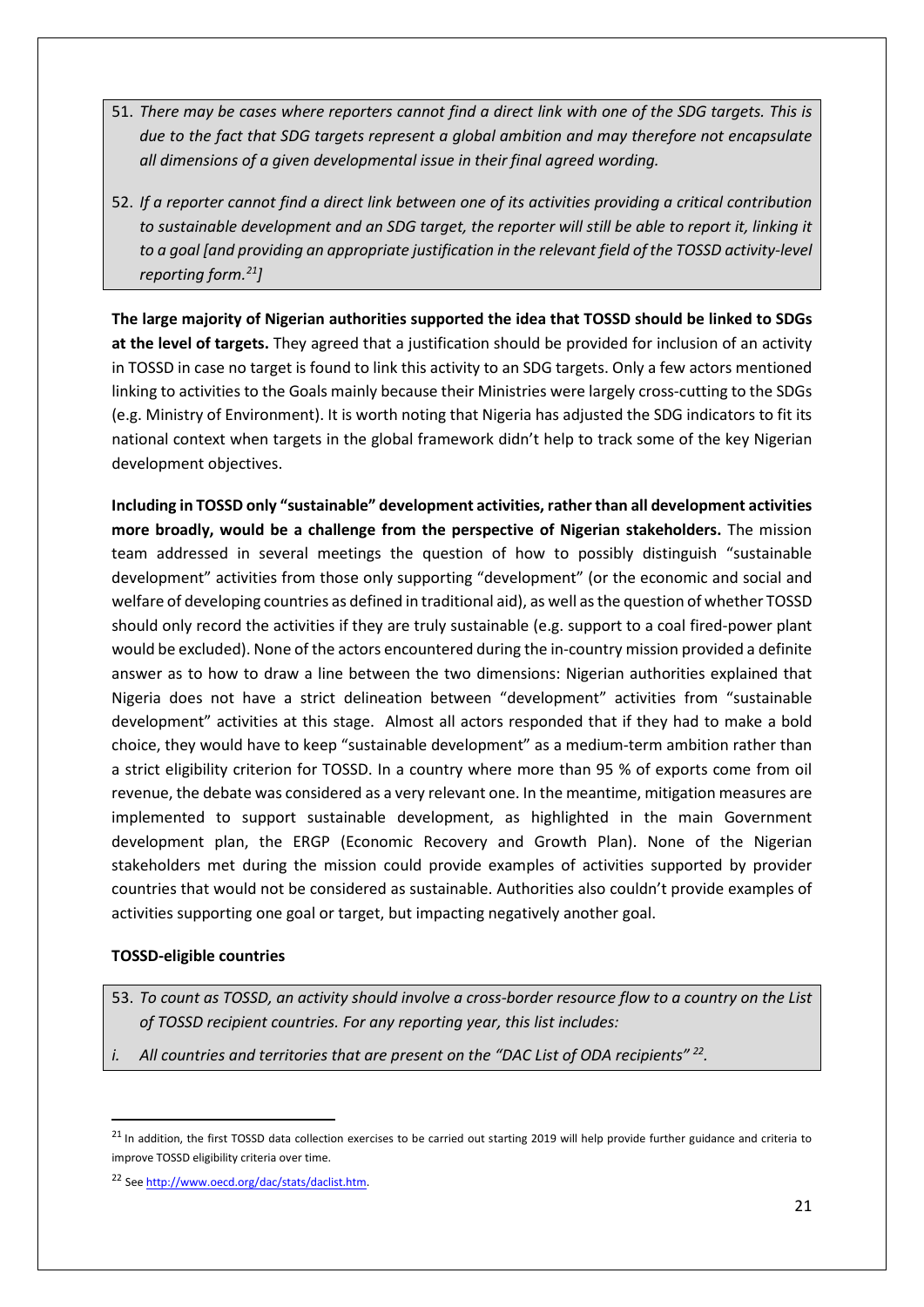51. *There may be cases where reporters cannot find a direct link with one of the SDG targets. This is due to the fact that SDG targets represent a global ambition and may therefore not encapsulate all dimensions of a given developmental issue in their final agreed wording.*

52. *If a reporter cannot find a direct link between one of its activities providing a critical contribution to sustainable development and an SDG target, the reporter will still be able to report it, linking it to a goal [and providing an appropriate justification in the relevant field of the TOSSD activity-level reporting form.[21]]*

**The large majority of Nigerian authorities supported the idea that TOSSD should be linked to SDGs at the level of targets.** They agreed that a justification should be provided for inclusion of an activity in TOSSD in case no target is found to link this activity to an SDG targets. Only a few actors mentioned linking to activities to the Goals mainly because their Ministries were largely cross-cutting to the SDGs (e.g. Ministry of Environment). It is worth noting that Nigeria has adjusted the SDG indicators to fit its national context when targets in the global framework didn't help to track some of the key Nigerian development objectives.

**Including in TOSSD only "sustainable" development activities, rather than all development activities more broadly, would be a challenge from the perspective of Nigerian stakeholders.** The mission team addressed in several meetings the question of how to possibly distinguish "sustainable development" activities from those only supporting "development" (or the economic and social and welfare of developing countries as defined in traditional aid), as well as the question of whether TOSSD should only record the activities if they are truly sustainable (e.g. support to a coal fired-power plant would be excluded). None of the actors encountered during the in-country mission provided a definite answer as to how to draw a line between the two dimensions: Nigerian authorities explained that Nigeria does not have a strict delineation between "development" activities from "sustainable development" activities at this stage. Almost all actors responded that if they had to make a bold choice, they would have to keep "sustainable development" as a medium-term ambition rather than a strict eligibility criterion for TOSSD. In a country where more than 95 % of exports come from oil revenue, the debate was considered as a very relevant one. In the meantime, mitigation measures are implemented to support sustainable development, as highlighted in the main Government development plan, the ERGP (Economic Recovery and Growth Plan). None of the Nigerian stakeholders met during the mission could provide examples of activities supported by provider countries that would not be considered as sustainable. Authorities also couldn't provide examples of activities supporting one goal or target, but impacting negatively another goal.

**TOSSD-eligible countries**

53. *To count as TOSSD, an activity should involve a cross-border resource flow to a country on the List of TOSSD recipient countries. For any reporting year, this list includes:*

*i. All countries and territories that are present on the "DAC List of ODA recipients"[22].*

[21] In addition, the first TOSSD data collection exercises to be carried out starting 2019 will help provide further guidance and criteria to improve TOSSD eligibility criteria over time.

[22] See http://www.oecd.org/dac/stats/daclist.htm.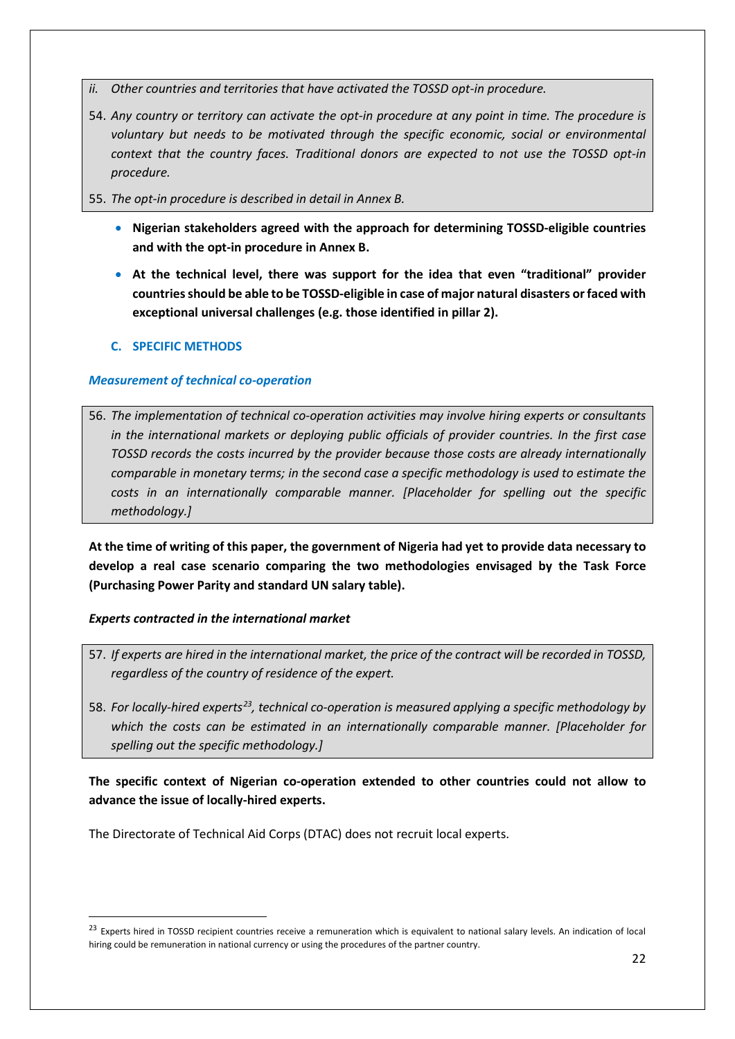*ii. Other countries and territories that have activated the TOSSD opt-in procedure.*

54. *Any country or territory can activate the opt-in procedure at any point in time. The procedure is voluntary but needs to be motivated through the specific economic, social or environmental context that the country faces. Traditional donors are expected to not use the TOSSD opt-in procedure.*

55. *The opt-in procedure is described in detail in Annex B.*

- **Nigerian stakeholders agreed with the approach for determining TOSSD-eligible countries and with the opt-in procedure in Annex B.**
- **At the technical level, there was support for the idea that even "traditional" provider countries should be able to be TOSSD-eligible in case of major natural disasters or faced with exceptional universal challenges (e.g. those identified in pillar 2).**

### C. SPECIFIC METHODS

#### *Measurement of technical co-operation*

56. *The implementation of technical co-operation activities may involve hiring experts or consultants in the international markets or deploying public officials of provider countries. In the first case TOSSD records the costs incurred by the provider because those costs are already internationally comparable in monetary terms; in the second case a specific methodology is used to estimate the costs in an internationally comparable manner. [Placeholder for spelling out the specific methodology.]*

**At the time of writing of this paper, the government of Nigeria had yet to provide data necessary to develop a real case scenario comparing the two methodologies envisaged by the Task Force (Purchasing Power Parity and standard UN salary table).**

#### ***Experts contracted in the international market***

57. *If experts are hired in the international market, the price of the contract will be recorded in TOSSD, regardless of the country of residence of the expert.*

58. *For locally-hired experts[23], technical co-operation is measured applying a specific methodology by which the costs can be estimated in an internationally comparable manner. [Placeholder for spelling out the specific methodology.]*

**The specific context of Nigerian co-operation extended to other countries could not allow to advance the issue of locally-hired experts.**

The Directorate of Technical Aid Corps (DTAC) does not recruit local experts.

[23] Experts hired in TOSSD recipient countries receive a remuneration which is equivalent to national salary levels. An indication of local hiring could be remuneration in national currency or using the procedures of the partner country.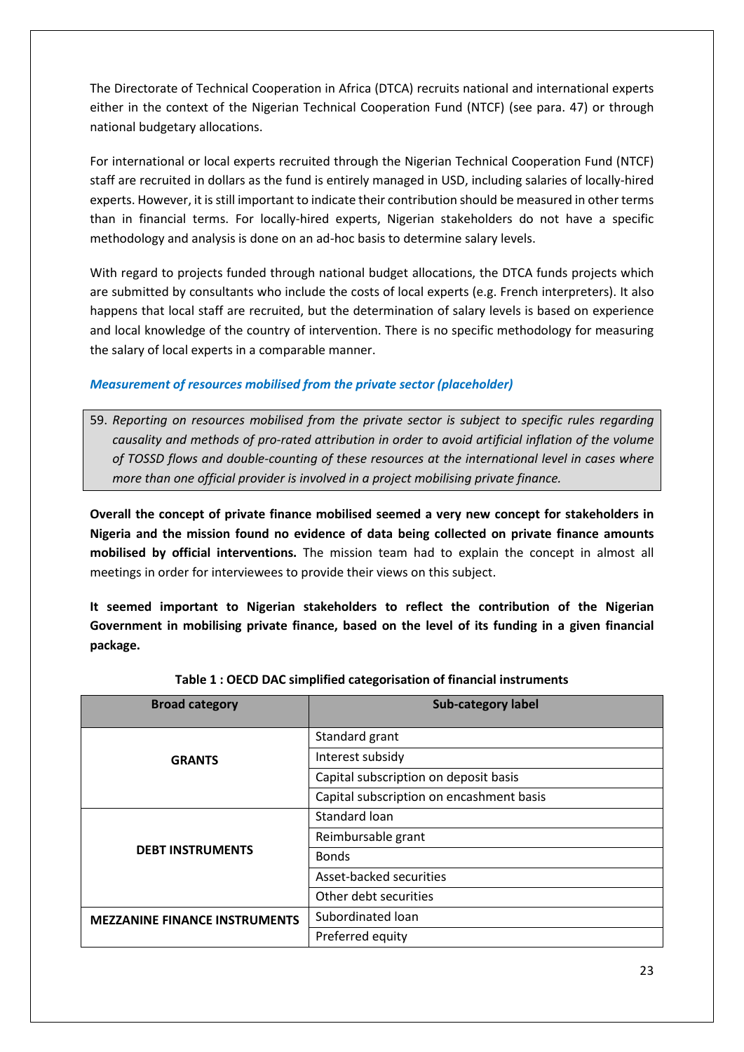The Directorate of Technical Cooperation in Africa (DTCA) recruits national and international experts either in the context of the Nigerian Technical Cooperation Fund (NTCF) (see para. 47) or through national budgetary allocations.

For international or local experts recruited through the Nigerian Technical Cooperation Fund (NTCF) staff are recruited in dollars as the fund is entirely managed in USD, including salaries of locally-hired experts. However, it is still important to indicate their contribution should be measured in other terms than in financial terms. For locally-hired experts, Nigerian stakeholders do not have a specific methodology and analysis is done on an ad-hoc basis to determine salary levels.

With regard to projects funded through national budget allocations, the DTCA funds projects which are submitted by consultants who include the costs of local experts (e.g. French interpreters). It also happens that local staff are recruited, but the determination of salary levels is based on experience and local knowledge of the country of intervention. There is no specific methodology for measuring the salary of local experts in a comparable manner.

### *Measurement of resources mobilised from the private sector (placeholder)*

59. *Reporting on resources mobilised from the private sector is subject to specific rules regarding causality and methods of pro-rated attribution in order to avoid artificial inflation of the volume of TOSSD flows and double-counting of these resources at the international level in cases where more than one official provider is involved in a project mobilising private finance.*

**Overall the concept of private finance mobilised seemed a very new concept for stakeholders in Nigeria and the mission found no evidence of data being collected on private finance amounts mobilised by official interventions.** The mission team had to explain the concept in almost all meetings in order for interviewees to provide their views on this subject.

**It seemed important to Nigerian stakeholders to reflect the contribution of the Nigerian Government in mobilising private finance, based on the level of its funding in a given financial package.**

**Table 1 : OECD DAC simplified categorisation of financial instruments**

| Broad category | Sub-category label |
|---|---|
| **GRANTS** | Standard grant |
| | Interest subsidy |
| | Capital subscription on deposit basis |
| | Capital subscription on encashment basis |
| **DEBT INSTRUMENTS** | Standard loan |
| | Reimbursable grant |
| | Bonds |
| | Asset-backed securities |
| | Other debt securities |
| **MEZZANINE FINANCE INSTRUMENTS** | Subordinated loan |
| | Preferred equity |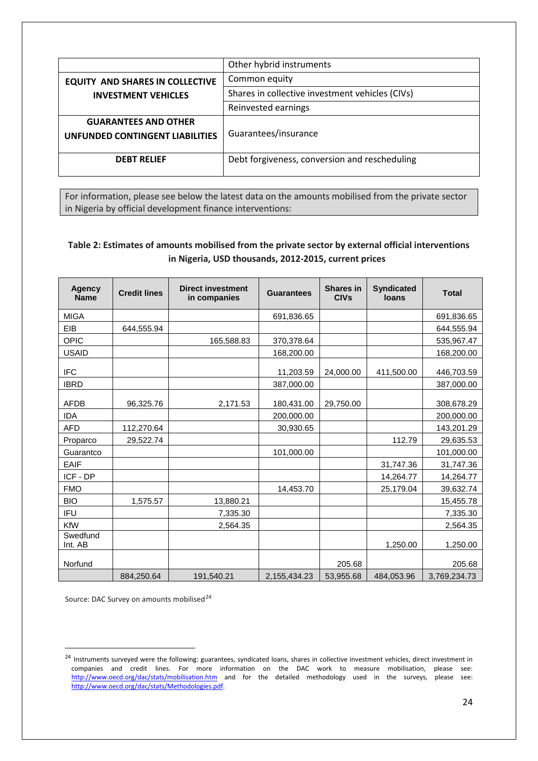| | |
|---|---|
| | Other hybrid instruments |
| **EQUITY AND SHARES IN COLLECTIVE INVESTMENT VEHICLES** | Common equity |
| | Shares in collective investment vehicles (CIVs) |
| | Reinvested earnings |
| **GUARANTEES AND OTHER UNFUNDED CONTINGENT LIABILITIES** | Guarantees/insurance |
| **DEBT RELIEF** | Debt forgiveness, conversion and rescheduling |

For information, please see below the latest data on the amounts mobilised from the private sector in Nigeria by official development finance interventions:

**Table 2: Estimates of amounts mobilised from the private sector by external official interventions in Nigeria, USD thousands, 2012-2015, current prices**

| Agency Name | Credit lines | Direct investment in companies | Guarantees | Shares in CIVs | Syndicated loans | Total |
|---|---|---|---|---|---|---|
| MIGA | | | 691,836.65 | | | 691,836.65 |
| EIB | 644,555.94 | | | | | 644,555.94 |
| OPIC | | 165,588.83 | 370,378.64 | | | 535,967.47 |
| USAID | | | 168,200.00 | | | 168,200.00 |
| IFC | | | 11,203.59 | 24,000.00 | 411,500.00 | 446,703.59 |
| IBRD | | | 387,000.00 | | | 387,000.00 |
| AFDB | 96,325.76 | 2,171.53 | 180,431.00 | 29,750.00 | | 308,678.29 |
| IDA | | | 200,000.00 | | | 200,000.00 |
| AFD | 112,270.64 | | 30,930.65 | | | 143,201.29 |
| Proparco | 29,522.74 | | | | 112.79 | 29,635.53 |
| Guarantco | | | 101,000.00 | | | 101,000.00 |
| EAIF | | | | | 31,747.36 | 31,747.36 |
| ICF - DP | | | | | 14,264.77 | 14,264.77 |
| FMO | | | 14,453.70 | | 25,179.04 | 39,632.74 |
| BIO | 1,575.57 | 13,880.21 | | | | 15,455.78 |
| IFU | | 7,335.30 | | | | 7,335.30 |
| KfW | | 2,564.35 | | | | 2,564.35 |
| Swedfund Int. AB | | | | | 1,250.00 | 1,250.00 |
| Norfund | | | | 205.68 | | 205.68 |
| | 884,250.64 | 191,540.21 | 2,155,434.23 | 53,955.68 | 484,053.96 | 3,769,234.73 |

Source: DAC Survey on amounts mobilised[24]

[24] Instruments surveyed were the following: guarantees, syndicated loans, shares in collective investment vehicles, direct investment in companies and credit lines. For more information on the DAC work to measure mobilisation, please see: http://www.oecd.org/dac/stats/mobilisation.htm and for the detailed methodology used in the surveys, please see: http://www.oecd.org/dac/stats/Methodologies.pdf.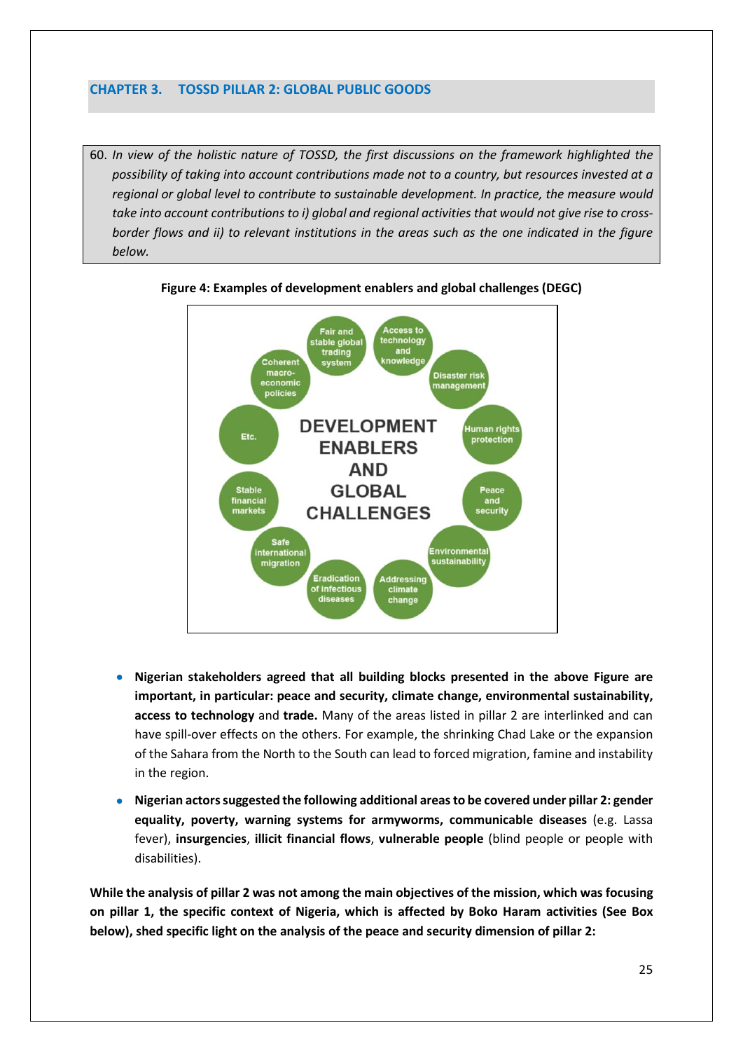## CHAPTER 3. TOSSD PILLAR 2: GLOBAL PUBLIC GOODS

60. *In view of the holistic nature of TOSSD, the first discussions on the framework highlighted the possibility of taking into account contributions made not to a country, but resources invested at a regional or global level to contribute to sustainable development. In practice, the measure would take into account contributions to i) global and regional activities that would not give rise to cross-border flows and ii) to relevant institutions in the areas such as the one indicated in the figure below.*

**Figure 4: Examples of development enablers and global challenges (DEGC)**

DEVELOPMENT ENABLERS AND GLOBAL CHALLENGES

- Fair and stable global trading system
- Access to technology and knowledge
- Disaster risk management
- Human rights protection
- Peace and security
- Environmental sustainability
- Addressing climate change
- Eradication of infectious diseases
- Safe international migration
- Stable financial markets
- Etc.
- Coherent macro-economic policies

- **Nigerian stakeholders agreed that all building blocks presented in the above Figure are important, in particular: peace and security, climate change, environmental sustainability, access to technology** and **trade.** Many of the areas listed in pillar 2 are interlinked and can have spill-over effects on the others. For example, the shrinking Chad Lake or the expansion of the Sahara from the North to the South can lead to forced migration, famine and instability in the region.
- **Nigerian actors suggested the following additional areas to be covered under pillar 2: gender equality, poverty, warning systems for armyworms, communicable diseases** (e.g. Lassa fever), **insurgencies**, **illicit financial flows**, **vulnerable people** (blind people or people with disabilities).

**While the analysis of pillar 2 was not among the main objectives of the mission, which was focusing on pillar 1, the specific context of Nigeria, which is affected by Boko Haram activities (See Box below), shed specific light on the analysis of the peace and security dimension of pillar 2:**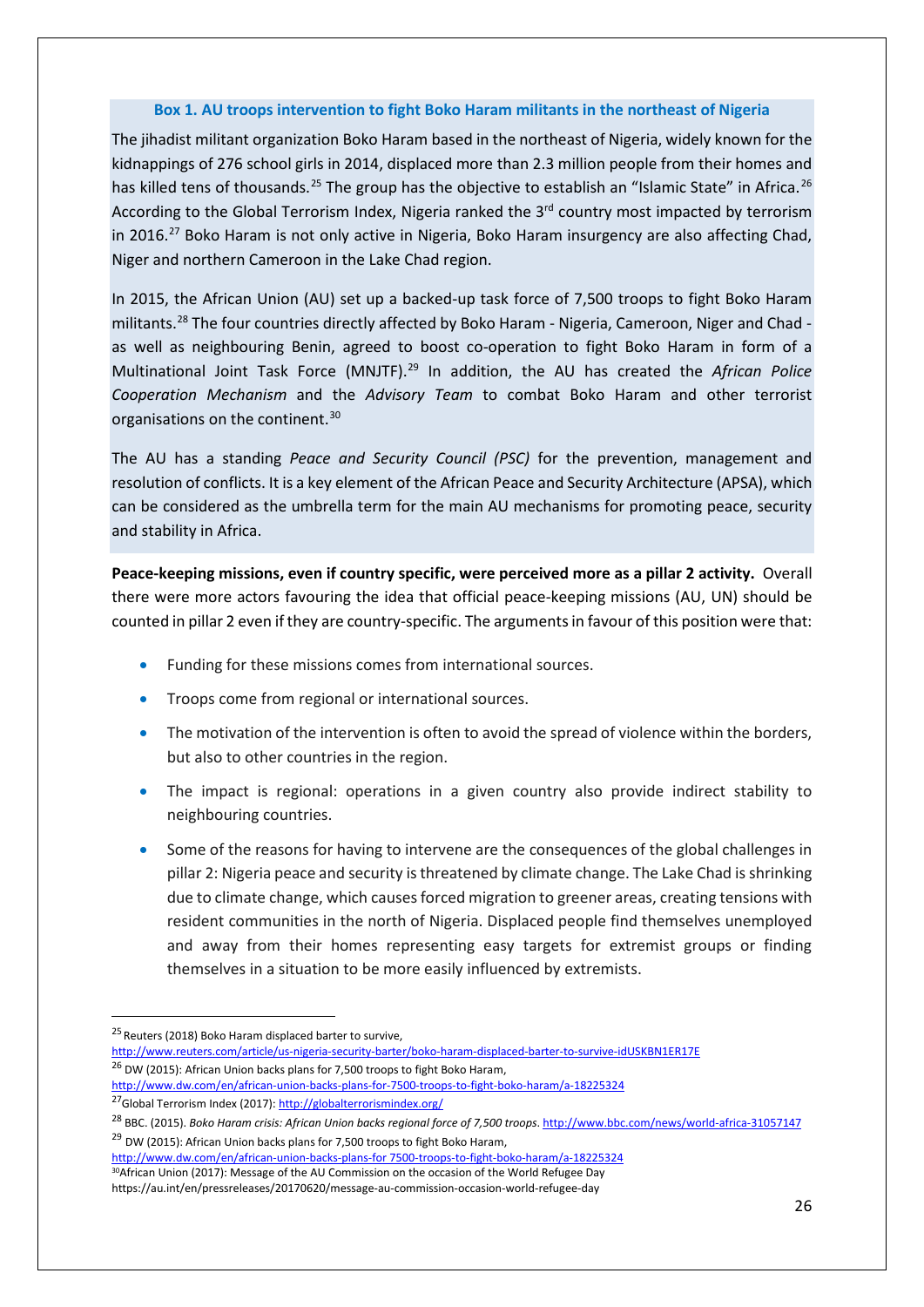**Box 1. AU troops intervention to fight Boko Haram militants in the northeast of Nigeria**

The jihadist militant organization Boko Haram based in the northeast of Nigeria, widely known for the kidnappings of 276 school girls in 2014, displaced more than 2.3 million people from their homes and has killed tens of thousands.[25] The group has the objective to establish an "Islamic State" in Africa.[26] According to the Global Terrorism Index, Nigeria ranked the 3rd country most impacted by terrorism in 2016.[27] Boko Haram is not only active in Nigeria, Boko Haram insurgency are also affecting Chad, Niger and northern Cameroon in the Lake Chad region.

In 2015, the African Union (AU) set up a backed-up task force of 7,500 troops to fight Boko Haram militants.[28] The four countries directly affected by Boko Haram - Nigeria, Cameroon, Niger and Chad - as well as neighbouring Benin, agreed to boost co-operation to fight Boko Haram in form of a Multinational Joint Task Force (MNJTF).[29] In addition, the AU has created the *African Police Cooperation Mechanism* and the *Advisory Team* to combat Boko Haram and other terrorist organisations on the continent.[30]

The AU has a standing *Peace and Security Council (PSC)* for the prevention, management and resolution of conflicts. It is a key element of the African Peace and Security Architecture (APSA), which can be considered as the umbrella term for the main AU mechanisms for promoting peace, security and stability in Africa.

**Peace-keeping missions, even if country specific, were perceived more as a pillar 2 activity.** Overall there were more actors favouring the idea that official peace-keeping missions (AU, UN) should be counted in pillar 2 even if they are country-specific. The arguments in favour of this position were that:

- Funding for these missions comes from international sources.
- Troops come from regional or international sources.
- The motivation of the intervention is often to avoid the spread of violence within the borders, but also to other countries in the region.
- The impact is regional: operations in a given country also provide indirect stability to neighbouring countries.
- Some of the reasons for having to intervene are the consequences of the global challenges in pillar 2: Nigeria peace and security is threatened by climate change. The Lake Chad is shrinking due to climate change, which causes forced migration to greener areas, creating tensions with resident communities in the north of Nigeria. Displaced people find themselves unemployed and away from their homes representing easy targets for extremist groups or finding themselves in a situation to be more easily influenced by extremists.

---

[25] Reuters (2018) Boko Haram displaced barter to survive, http://www.reuters.com/article/us-nigeria-security-barter/boko-haram-displaced-barter-to-survive-idUSKBN1ER17E

[26] DW (2015): African Union backs plans for 7,500 troops to fight Boko Haram, http://www.dw.com/en/african-union-backs-plans-for-7500-troops-to-fight-boko-haram/a-18225324

[27] Global Terrorism Index (2017): http://globalterrorismindex.org/

[28] BBC. (2015). *Boko Haram crisis: African Union backs regional force of 7,500 troops*. http://www.bbc.com/news/world-africa-31057147

[29] DW (2015): African Union backs plans for 7,500 troops to fight Boko Haram, http://www.dw.com/en/african-union-backs-plans-for 7500-troops-to-fight-boko-haram/a-18225324

[30] African Union (2017): Message of the AU Commission on the occasion of the World Refugee Day https://au.int/en/pressreleases/20170620/message-au-commission-occasion-world-refugee-day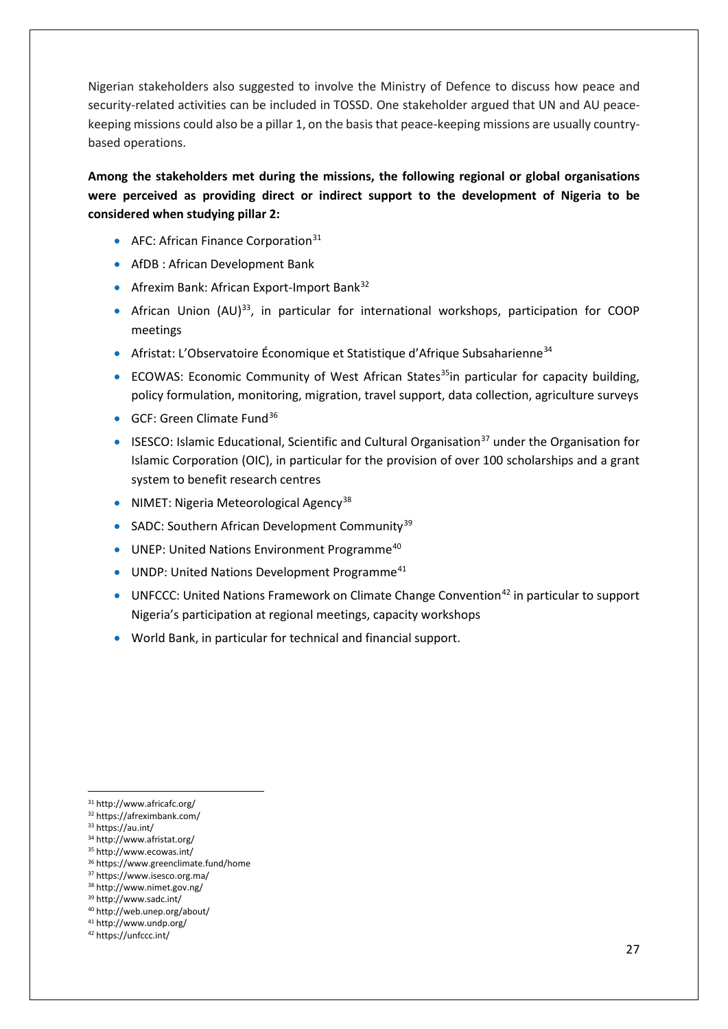Nigerian stakeholders also suggested to involve the Ministry of Defence to discuss how peace and security-related activities can be included in TOSSD. One stakeholder argued that UN and AU peace-keeping missions could also be a pillar 1, on the basis that peace-keeping missions are usually country-based operations.

**Among the stakeholders met during the missions, the following regional or global organisations were perceived as providing direct or indirect support to the development of Nigeria to be considered when studying pillar 2:**

- AFC: African Finance Corporation[31]
- AfDB : African Development Bank
- Afrexim Bank: African Export-Import Bank[32]
- African Union (AU)[33], in particular for international workshops, participation for COOP meetings
- Afristat: L'Observatoire Économique et Statistique d'Afrique Subsaharienne[34]
- ECOWAS: Economic Community of West African States[35]in particular for capacity building, policy formulation, monitoring, migration, travel support, data collection, agriculture surveys
- GCF: Green Climate Fund[36]
- ISESCO: Islamic Educational, Scientific and Cultural Organisation[37] under the Organisation for Islamic Corporation (OIC), in particular for the provision of over 100 scholarships and a grant system to benefit research centres
- NIMET: Nigeria Meteorological Agency[38]
- SADC: Southern African Development Community[39]
- UNEP: United Nations Environment Programme[40]
- UNDP: United Nations Development Programme[41]
- UNFCCC: United Nations Framework on Climate Change Convention[42] in particular to support Nigeria's participation at regional meetings, capacity workshops
- World Bank, in particular for technical and financial support.

---

[31] http://www.africafc.org/
[32] https://afreximbank.com/
[33] https://au.int/
[34] http://www.afristat.org/
[35] http://www.ecowas.int/
[36] https://www.greenclimate.fund/home
[37] https://www.isesco.org.ma/
[38] http://www.nimet.gov.ng/
[39] http://www.sadc.int/
[40] http://web.unep.org/about/
[41] http://www.undp.org/
[42] https://unfccc.int/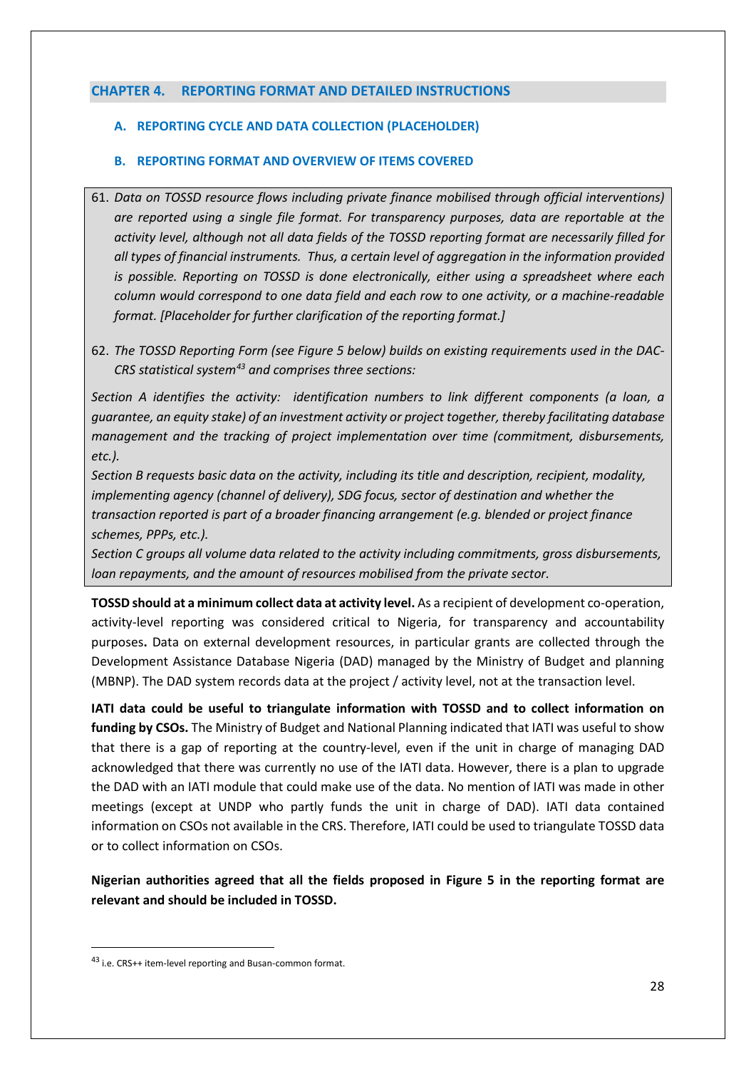## CHAPTER 4. REPORTING FORMAT AND DETAILED INSTRUCTIONS

### A. REPORTING CYCLE AND DATA COLLECTION (PLACEHOLDER)

### B. REPORTING FORMAT AND OVERVIEW OF ITEMS COVERED

61. *Data on TOSSD resource flows including private finance mobilised through official interventions) are reported using a single file format. For transparency purposes, data are reportable at the activity level, although not all data fields of the TOSSD reporting format are necessarily filled for all types of financial instruments. Thus, a certain level of aggregation in the information provided is possible. Reporting on TOSSD is done electronically, either using a spreadsheet where each column would correspond to one data field and each row to one activity, or a machine-readable format. [Placeholder for further clarification of the reporting format.]*

62. *The TOSSD Reporting Form (see Figure 5 below) builds on existing requirements used in the DAC-CRS statistical system[43] and comprises three sections:*

*Section A identifies the activity: identification numbers to link different components (a loan, a guarantee, an equity stake) of an investment activity or project together, thereby facilitating database management and the tracking of project implementation over time (commitment, disbursements, etc.).*

*Section B requests basic data on the activity, including its title and description, recipient, modality, implementing agency (channel of delivery), SDG focus, sector of destination and whether the transaction reported is part of a broader financing arrangement (e.g. blended or project finance schemes, PPPs, etc.).*

*Section C groups all volume data related to the activity including commitments, gross disbursements, loan repayments, and the amount of resources mobilised from the private sector.*

**TOSSD should at a minimum collect data at activity level.** As a recipient of development co-operation, activity-level reporting was considered critical to Nigeria, for transparency and accountability purposes**.** Data on external development resources, in particular grants are collected through the Development Assistance Database Nigeria (DAD) managed by the Ministry of Budget and planning (MBNP). The DAD system records data at the project / activity level, not at the transaction level.

**IATI data could be useful to triangulate information with TOSSD and to collect information on funding by CSOs.** The Ministry of Budget and National Planning indicated that IATI was useful to show that there is a gap of reporting at the country-level, even if the unit in charge of managing DAD acknowledged that there was currently no use of the IATI data. However, there is a plan to upgrade the DAD with an IATI module that could make use of the data. No mention of IATI was made in other meetings (except at UNDP who partly funds the unit in charge of DAD). IATI data contained information on CSOs not available in the CRS. Therefore, IATI could be used to triangulate TOSSD data or to collect information on CSOs.

**Nigerian authorities agreed that all the fields proposed in Figure 5 in the reporting format are relevant and should be included in TOSSD.**

---

[43] i.e. CRS++ item-level reporting and Busan-common format.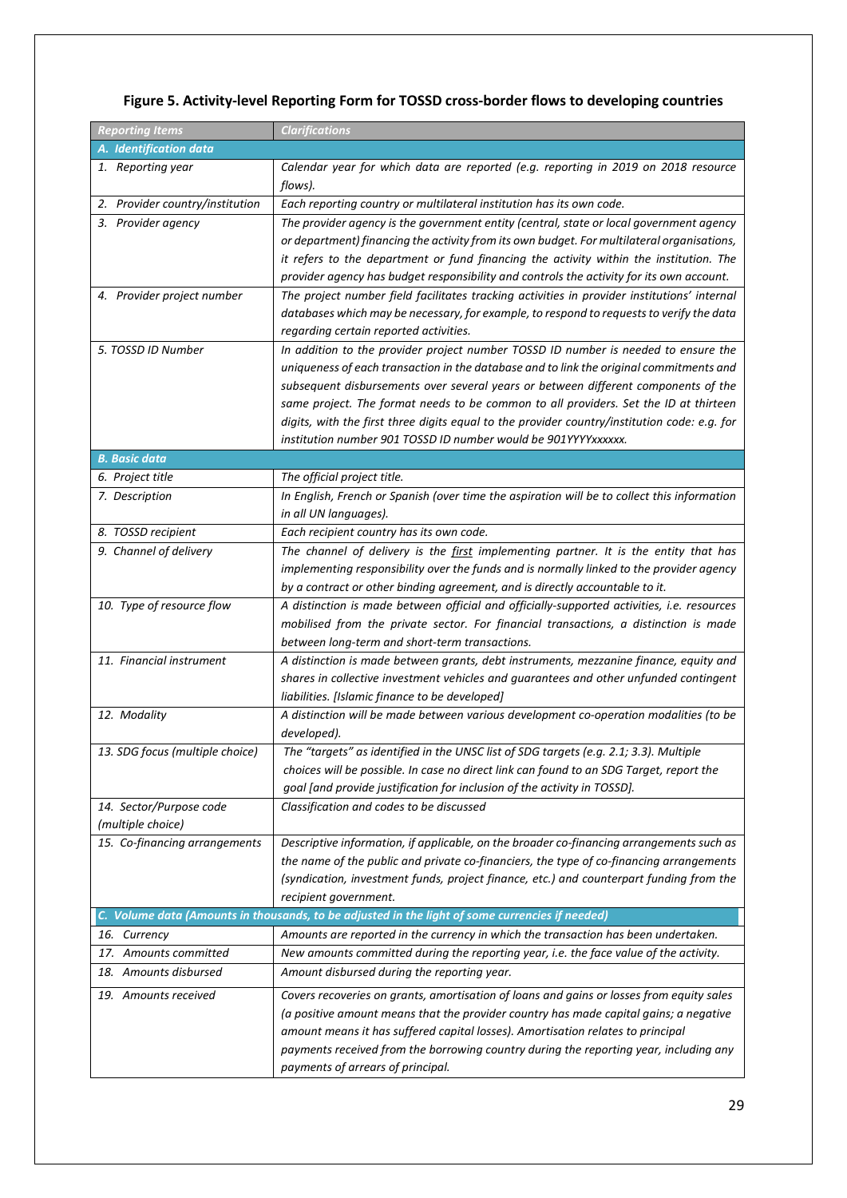# Figure 5. Activity-level Reporting Form for TOSSD cross-border flows to developing countries

| *Reporting Items* | *Clarifications* |
|---|---|
| ***A. Identification data*** | |
| *1. Reporting year* | *Calendar year for which data are reported (e.g. reporting in 2019 on 2018 resource flows).* |
| *2. Provider country/institution* | *Each reporting country or multilateral institution has its own code.* |
| *3. Provider agency* | *The provider agency is the government entity (central, state or local government agency or department) financing the activity from its own budget. For multilateral organisations, it refers to the department or fund financing the activity within the institution. The provider agency has budget responsibility and controls the activity for its own account.* |
| *4. Provider project number* | *The project number field facilitates tracking activities in provider institutions' internal databases which may be necessary, for example, to respond to requests to verify the data regarding certain reported activities.* |
| *5. TOSSD ID Number* | *In addition to the provider project number TOSSD ID number is needed to ensure the uniqueness of each transaction in the database and to link the original commitments and subsequent disbursements over several years or between different components of the same project. The format needs to be common to all providers. Set the ID at thirteen digits, with the first three digits equal to the provider country/institution code: e.g. for institution number 901 TOSSD ID number would be 901YYYYxxxxxx.* |
| ***B. Basic data*** | |
| *6. Project title* | *The official project title.* |
| *7. Description* | *In English, French or Spanish (over time the aspiration will be to collect this information in all UN languages).* |
| *8. TOSSD recipient* | *Each recipient country has its own code.* |
| *9. Channel of delivery* | *The channel of delivery is the first implementing partner. It is the entity that has implementing responsibility over the funds and is normally linked to the provider agency by a contract or other binding agreement, and is directly accountable to it.* |
| *10. Type of resource flow* | *A distinction is made between official and officially-supported activities, i.e. resources mobilised from the private sector. For financial transactions, a distinction is made between long-term and short-term transactions.* |
| *11. Financial instrument* | *A distinction is made between grants, debt instruments, mezzanine finance, equity and shares in collective investment vehicles and guarantees and other unfunded contingent liabilities. [Islamic finance to be developed]* |
| *12. Modality* | *A distinction will be made between various development co-operation modalities (to be developed).* |
| *13. SDG focus (multiple choice)* | *The "targets" as identified in the UNSC list of SDG targets (e.g. 2.1; 3.3). Multiple choices will be possible. In case no direct link can found to an SDG Target, report the goal [and provide justification for inclusion of the activity in TOSSD].* |
| *14. Sector/Purpose code (multiple choice)* | *Classification and codes to be discussed* |
| *15. Co-financing arrangements* | *Descriptive information, if applicable, on the broader co-financing arrangements such as the name of the public and private co-financiers, the type of co-financing arrangements (syndication, investment funds, project finance, etc.) and counterpart funding from the recipient government.* |
| ***C. Volume data (Amounts in thousands, to be adjusted in the light of some currencies if needed)*** | |
| *16. Currency* | *Amounts are reported in the currency in which the transaction has been undertaken.* |
| *17. Amounts committed* | *New amounts committed during the reporting year, i.e. the face value of the activity.* |
| *18. Amounts disbursed* | *Amount disbursed during the reporting year.* |
| *19. Amounts received* | *Covers recoveries on grants, amortisation of loans and gains or losses from equity sales (a positive amount means that the provider country has made capital gains; a negative amount means it has suffered capital losses). Amortisation relates to principal payments received from the borrowing country during the reporting year, including any payments of arrears of principal.* |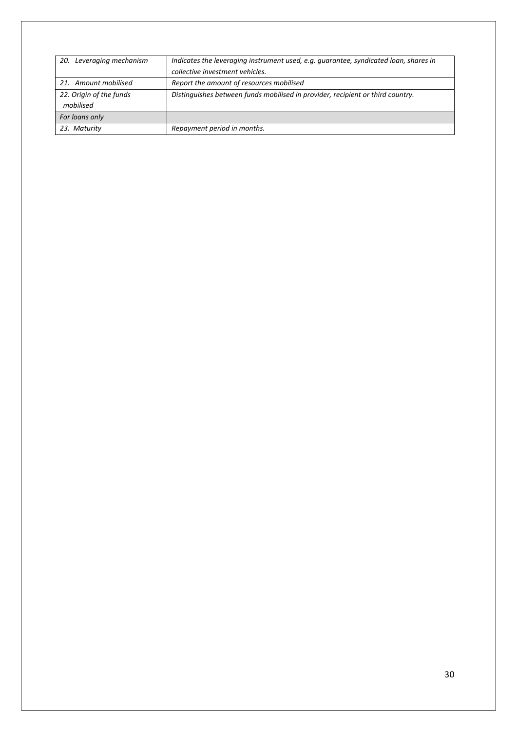| | |
|---|---|
| *20. Leveraging mechanism* | *Indicates the leveraging instrument used, e.g. guarantee, syndicated loan, shares in collective investment vehicles.* |
| *21. Amount mobilised* | *Report the amount of resources mobilised* |
| *22. Origin of the funds mobilised* | *Distinguishes between funds mobilised in provider, recipient or third country.* |
| *For loans only* | |
| *23. Maturity* | *Repayment period in months.* |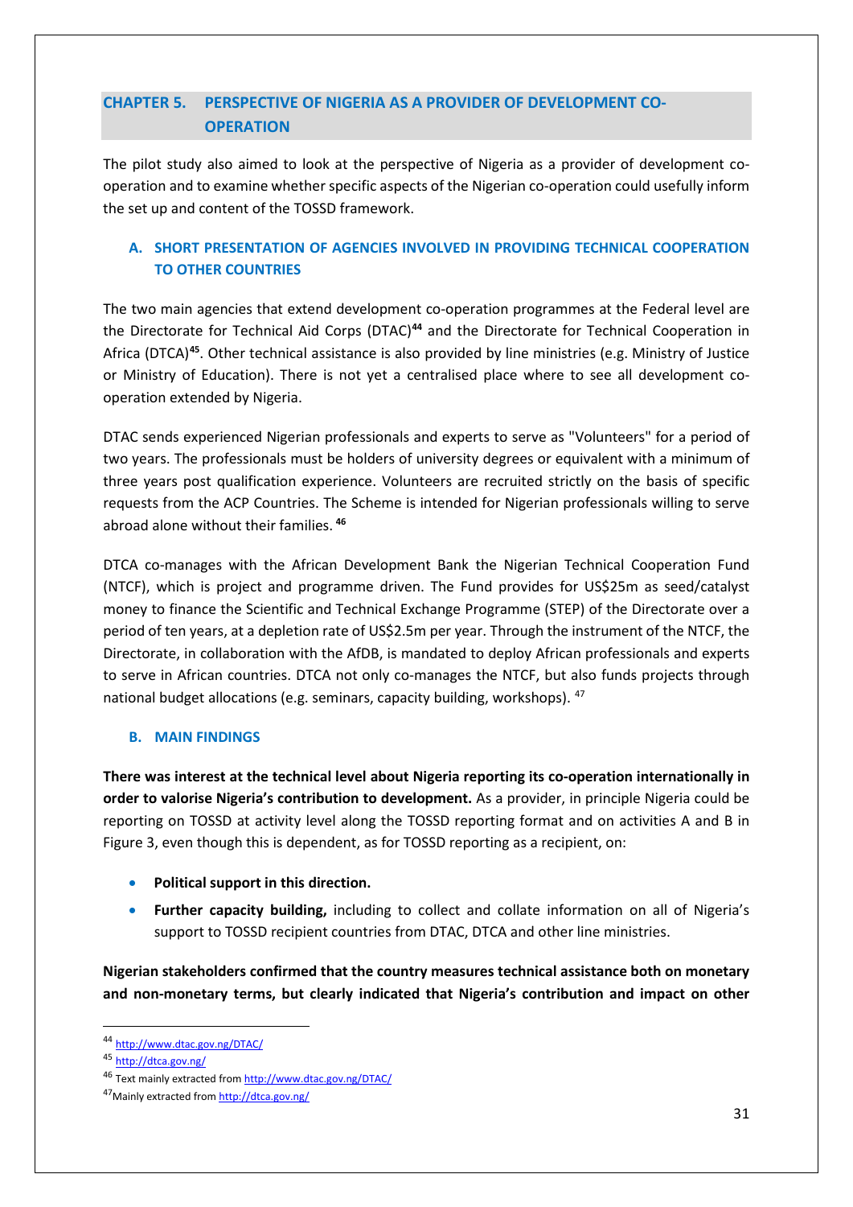# CHAPTER 5. PERSPECTIVE OF NIGERIA AS A PROVIDER OF DEVELOPMENT CO-OPERATION

The pilot study also aimed to look at the perspective of Nigeria as a provider of development co-operation and to examine whether specific aspects of the Nigerian co-operation could usefully inform the set up and content of the TOSSD framework.

## A. SHORT PRESENTATION OF AGENCIES INVOLVED IN PROVIDING TECHNICAL COOPERATION TO OTHER COUNTRIES

The two main agencies that extend development co-operation programmes at the Federal level are the Directorate for Technical Aid Corps (DTAC)[44] and the Directorate for Technical Cooperation in Africa (DTCA)[45]. Other technical assistance is also provided by line ministries (e.g. Ministry of Justice or Ministry of Education). There is not yet a centralised place where to see all development co-operation extended by Nigeria.

DTAC sends experienced Nigerian professionals and experts to serve as "Volunteers" for a period of two years. The professionals must be holders of university degrees or equivalent with a minimum of three years post qualification experience. Volunteers are recruited strictly on the basis of specific requests from the ACP Countries. The Scheme is intended for Nigerian professionals willing to serve abroad alone without their families. [46]

DTCA co-manages with the African Development Bank the Nigerian Technical Cooperation Fund (NTCF), which is project and programme driven. The Fund provides for US$25m as seed/catalyst money to finance the Scientific and Technical Exchange Programme (STEP) of the Directorate over a period of ten years, at a depletion rate of US$2.5m per year. Through the instrument of the NTCF, the Directorate, in collaboration with the AfDB, is mandated to deploy African professionals and experts to serve in African countries. DTCA not only co-manages the NTCF, but also funds projects through national budget allocations (e.g. seminars, capacity building, workshops). [47]

## B. MAIN FINDINGS

**There was interest at the technical level about Nigeria reporting its co-operation internationally in order to valorise Nigeria's contribution to development.** As a provider, in principle Nigeria could be reporting on TOSSD at activity level along the TOSSD reporting format and on activities A and B in Figure 3, even though this is dependent, as for TOSSD reporting as a recipient, on:

- **Political support in this direction.**
- **Further capacity building,** including to collect and collate information on all of Nigeria's support to TOSSD recipient countries from DTAC, DTCA and other line ministries.

**Nigerian stakeholders confirmed that the country measures technical assistance both on monetary and non-monetary terms, but clearly indicated that Nigeria's contribution and impact on other**

---

[44] http://www.dtac.gov.ng/DTAC/

[45] http://dtca.gov.ng/

[46] Text mainly extracted from http://www.dtac.gov.ng/DTAC/

[47] Mainly extracted from http://dtca.gov.ng/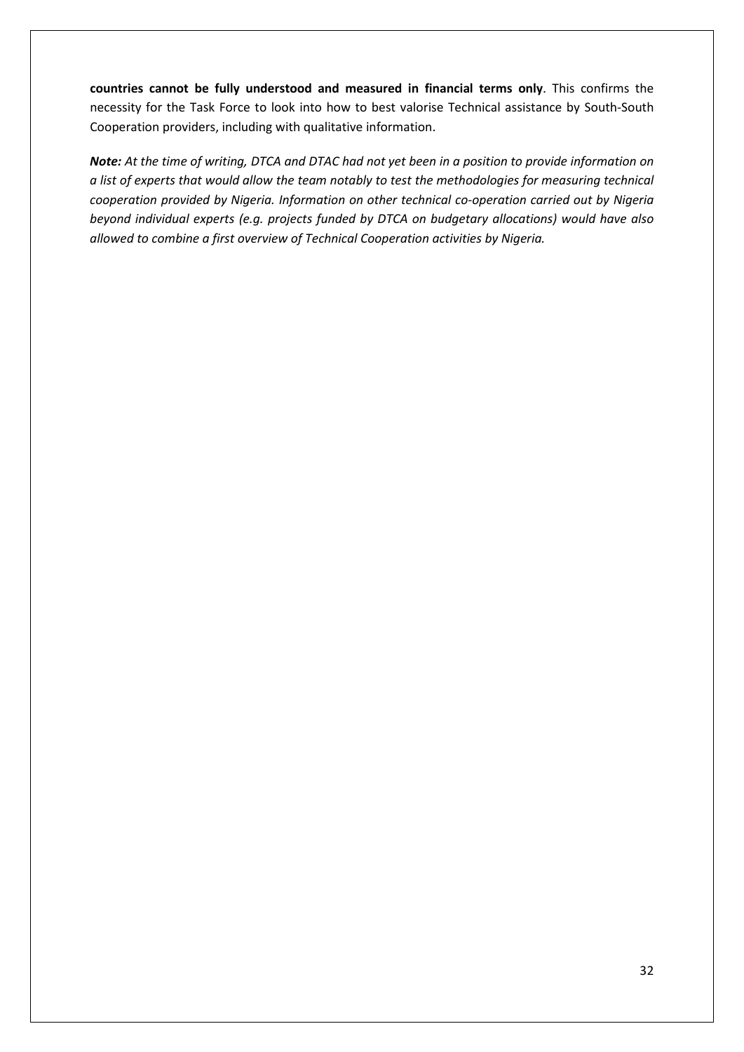**countries cannot be fully understood and measured in financial terms only**. This confirms the necessity for the Task Force to look into how to best valorise Technical assistance by South-South Cooperation providers, including with qualitative information.

***Note:*** *At the time of writing, DTCA and DTAC had not yet been in a position to provide information on a list of experts that would allow the team notably to test the methodologies for measuring technical cooperation provided by Nigeria. Information on other technical co-operation carried out by Nigeria beyond individual experts (e.g. projects funded by DTCA on budgetary allocations) would have also allowed to combine a first overview of Technical Cooperation activities by Nigeria.*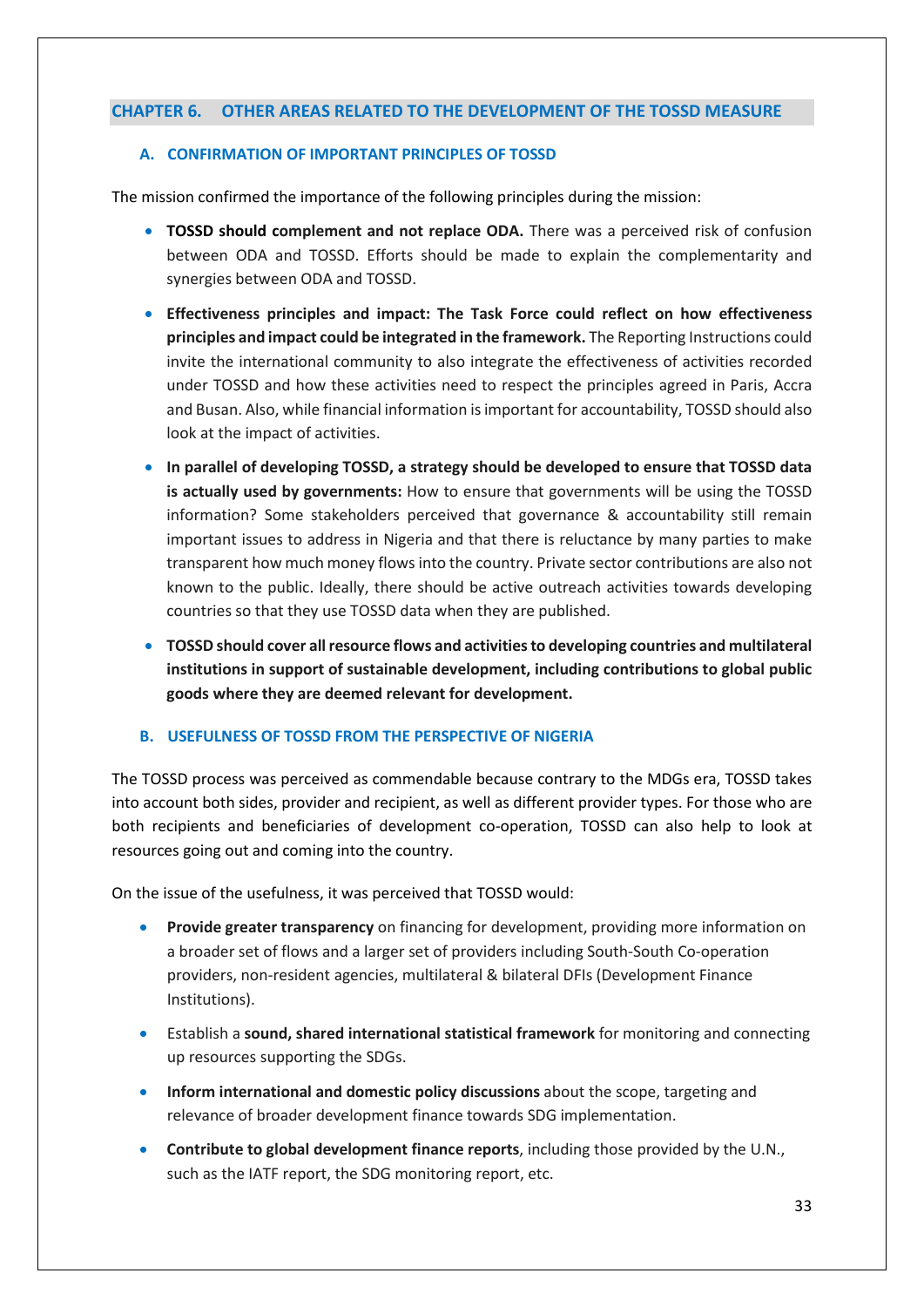## CHAPTER 6. OTHER AREAS RELATED TO THE DEVELOPMENT OF THE TOSSD MEASURE

### A. CONFIRMATION OF IMPORTANT PRINCIPLES OF TOSSD

The mission confirmed the importance of the following principles during the mission:

- **TOSSD should complement and not replace ODA.** There was a perceived risk of confusion between ODA and TOSSD. Efforts should be made to explain the complementarity and synergies between ODA and TOSSD.
- **Effectiveness principles and impact: The Task Force could reflect on how effectiveness principles and impact could be integrated in the framework.** The Reporting Instructions could invite the international community to also integrate the effectiveness of activities recorded under TOSSD and how these activities need to respect the principles agreed in Paris, Accra and Busan. Also, while financial information is important for accountability, TOSSD should also look at the impact of activities.
- **In parallel of developing TOSSD, a strategy should be developed to ensure that TOSSD data is actually used by governments:** How to ensure that governments will be using the TOSSD information? Some stakeholders perceived that governance & accountability still remain important issues to address in Nigeria and that there is reluctance by many parties to make transparent how much money flows into the country. Private sector contributions are also not known to the public. Ideally, there should be active outreach activities towards developing countries so that they use TOSSD data when they are published.
- **TOSSD should cover all resource flows and activities to developing countries and multilateral institutions in support of sustainable development, including contributions to global public goods where they are deemed relevant for development.**

### B. USEFULNESS OF TOSSD FROM THE PERSPECTIVE OF NIGERIA

The TOSSD process was perceived as commendable because contrary to the MDGs era, TOSSD takes into account both sides, provider and recipient, as well as different provider types. For those who are both recipients and beneficiaries of development co-operation, TOSSD can also help to look at resources going out and coming into the country.

On the issue of the usefulness, it was perceived that TOSSD would:

- **Provide greater transparency** on financing for development, providing more information on a broader set of flows and a larger set of providers including South-South Co-operation providers, non-resident agencies, multilateral & bilateral DFIs (Development Finance Institutions).
- Establish a **sound, shared international statistical framework** for monitoring and connecting up resources supporting the SDGs.
- **Inform international and domestic policy discussions** about the scope, targeting and relevance of broader development finance towards SDG implementation.
- **Contribute to global development finance reports**, including those provided by the U.N., such as the IATF report, the SDG monitoring report, etc.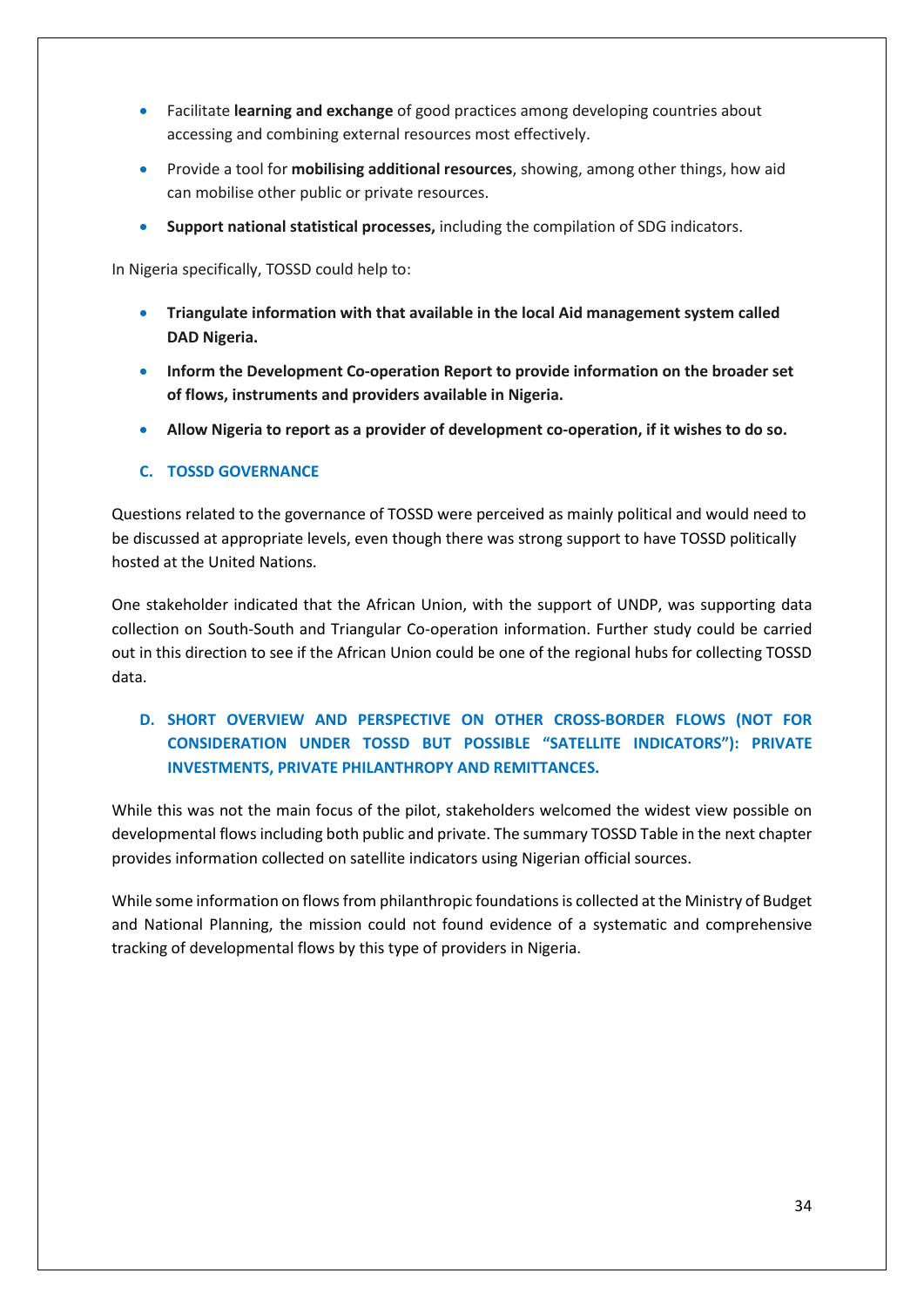- Facilitate **learning and exchange** of good practices among developing countries about accessing and combining external resources most effectively.
- Provide a tool for **mobilising additional resources**, showing, among other things, how aid can mobilise other public or private resources.
- **Support national statistical processes,** including the compilation of SDG indicators.

In Nigeria specifically, TOSSD could help to:

- **Triangulate information with that available in the local Aid management system called DAD Nigeria.**
- **Inform the Development Co-operation Report to provide information on the broader set of flows, instruments and providers available in Nigeria.**
- **Allow Nigeria to report as a provider of development co-operation, if it wishes to do so.**

### C. TOSSD GOVERNANCE

Questions related to the governance of TOSSD were perceived as mainly political and would need to be discussed at appropriate levels, even though there was strong support to have TOSSD politically hosted at the United Nations.

One stakeholder indicated that the African Union, with the support of UNDP, was supporting data collection on South-South and Triangular Co-operation information. Further study could be carried out in this direction to see if the African Union could be one of the regional hubs for collecting TOSSD data.

### D. SHORT OVERVIEW AND PERSPECTIVE ON OTHER CROSS-BORDER FLOWS (NOT FOR CONSIDERATION UNDER TOSSD BUT POSSIBLE "SATELLITE INDICATORS"): PRIVATE INVESTMENTS, PRIVATE PHILANTHROPY AND REMITTANCES.

While this was not the main focus of the pilot, stakeholders welcomed the widest view possible on developmental flows including both public and private. The summary TOSSD Table in the next chapter provides information collected on satellite indicators using Nigerian official sources.

While some information on flows from philanthropic foundations is collected at the Ministry of Budget and National Planning, the mission could not found evidence of a systematic and comprehensive tracking of developmental flows by this type of providers in Nigeria.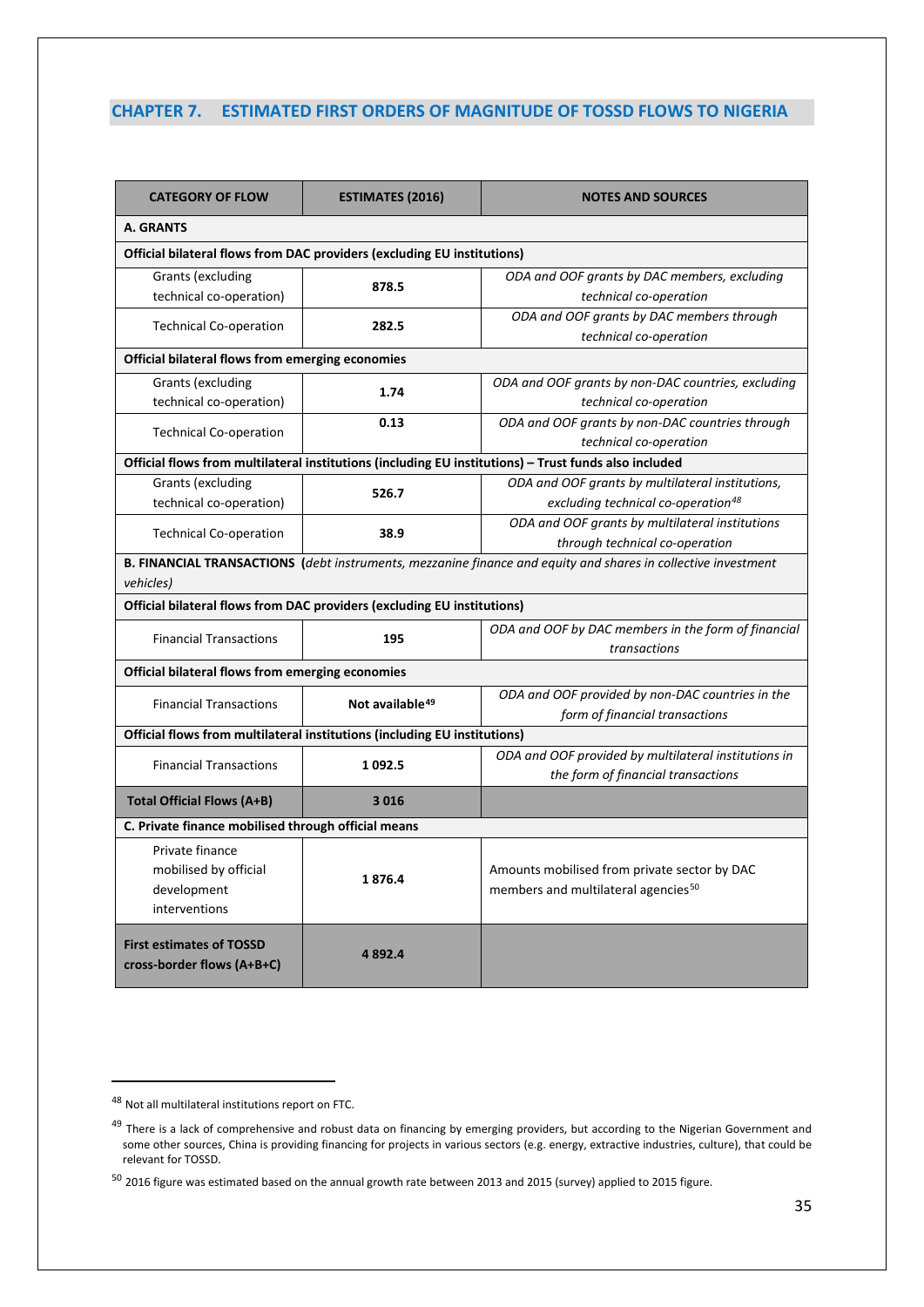## CHAPTER 7. ESTIMATED FIRST ORDERS OF MAGNITUDE OF TOSSD FLOWS TO NIGERIA

| CATEGORY OF FLOW | ESTIMATES (2016) | NOTES AND SOURCES |
|---|---|---|
| **A. GRANTS** | | |
| **Official bilateral flows from DAC providers (excluding EU institutions)** | | |
| Grants (excluding technical co-operation) | **878.5** | *ODA and OOF grants by DAC members, excluding technical co-operation* |
| Technical Co-operation | **282.5** | *ODA and OOF grants by DAC members through technical co-operation* |
| **Official bilateral flows from emerging economies** | | |
| Grants (excluding technical co-operation) | **1.74** | *ODA and OOF grants by non-DAC countries, excluding technical co-operation* |
| Technical Co-operation | **0.13** | *ODA and OOF grants by non-DAC countries through technical co-operation* |
| **Official flows from multilateral institutions (including EU institutions) – Trust funds also included** | | |
| Grants (excluding technical co-operation) | **526.7** | *ODA and OOF grants by multilateral institutions, excluding technical co-operation*[48] |
| Technical Co-operation | **38.9** | *ODA and OOF grants by multilateral institutions through technical co-operation* |
| **B. FINANCIAL TRANSACTIONS** (*debt instruments, mezzanine finance and equity and shares in collective investment vehicles)* | | |
| **Official bilateral flows from DAC providers (excluding EU institutions)** | | |
| Financial Transactions | **195** | *ODA and OOF by DAC members in the form of financial transactions* |
| **Official bilateral flows from emerging economies** | | |
| Financial Transactions | **Not available**[49] | *ODA and OOF provided by non-DAC countries in the form of financial transactions* |
| **Official flows from multilateral institutions (including EU institutions)** | | |
| Financial Transactions | **1 092.5** | *ODA and OOF provided by multilateral institutions in the form of financial transactions* |
| **Total Official Flows (A+B)** | **3 016** | |
| **C. Private finance mobilised through official means** | | |
| Private finance mobilised by official development interventions | **1 876.4** | Amounts mobilised from private sector by DAC members and multilateral agencies[50] |
| **First estimates of TOSSD cross-border flows (A+B+C)** | **4 892.4** | |

[48] Not all multilateral institutions report on FTC.

[49] There is a lack of comprehensive and robust data on financing by emerging providers, but according to the Nigerian Government and some other sources, China is providing financing for projects in various sectors (e.g. energy, extractive industries, culture), that could be relevant for TOSSD.

[50] 2016 figure was estimated based on the annual growth rate between 2013 and 2015 (survey) applied to 2015 figure.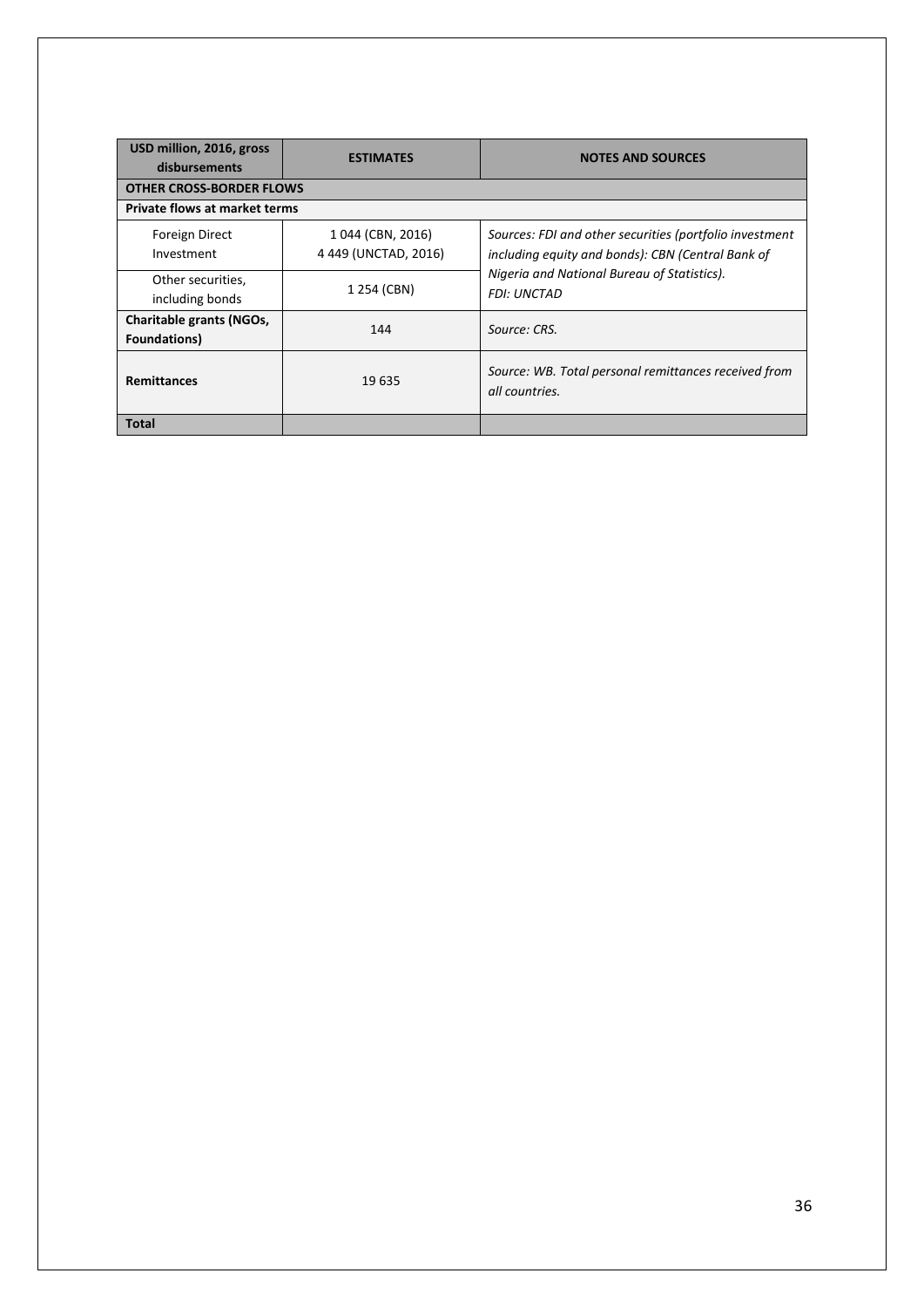| USD million, 2016, gross disbursements | ESTIMATES | NOTES AND SOURCES |
|---|---|---|
| **OTHER CROSS-BORDER FLOWS** | | |
| **Private flows at market terms** | | |
| Foreign Direct Investment | 1 044 (CBN, 2016)<br>4 449 (UNCTAD, 2016) | *Sources: FDI and other securities (portfolio investment including equity and bonds): CBN (Central Bank of Nigeria and National Bureau of Statistics). FDI: UNCTAD* |
| Other securities, including bonds | 1 254 (CBN) | |
| **Charitable grants (NGOs, Foundations)** | 144 | *Source: CRS.* |
| **Remittances** | 19 635 | *Source: WB. Total personal remittances received from all countries.* |
| **Total** | | |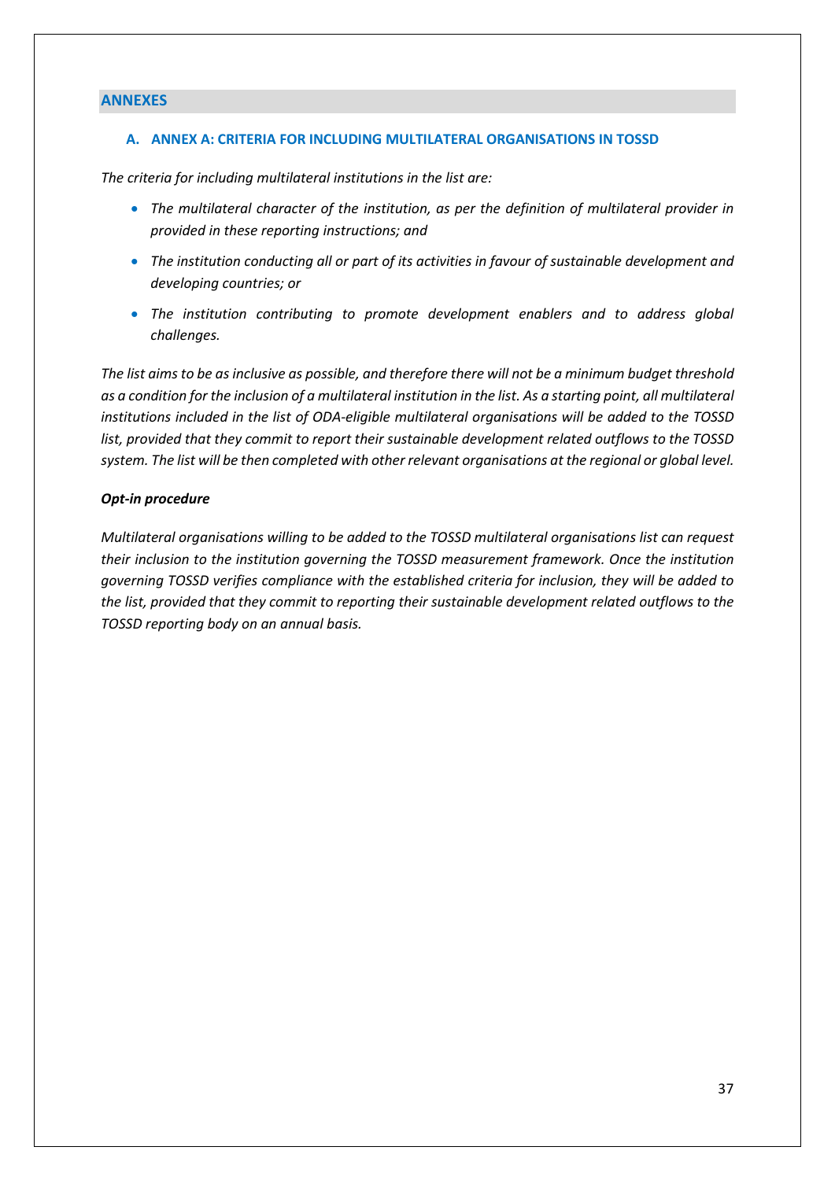## ANNEXES

### A. ANNEX A: CRITERIA FOR INCLUDING MULTILATERAL ORGANISATIONS IN TOSSD

*The criteria for including multilateral institutions in the list are:*

- *The multilateral character of the institution, as per the definition of multilateral provider in provided in these reporting instructions; and*
- *The institution conducting all or part of its activities in favour of sustainable development and developing countries; or*
- *The institution contributing to promote development enablers and to address global challenges.*

*The list aims to be as inclusive as possible, and therefore there will not be a minimum budget threshold as a condition for the inclusion of a multilateral institution in the list. As a starting point, all multilateral institutions included in the list of ODA-eligible multilateral organisations will be added to the TOSSD list, provided that they commit to report their sustainable development related outflows to the TOSSD system. The list will be then completed with other relevant organisations at the regional or global level.*

***Opt-in procedure***

*Multilateral organisations willing to be added to the TOSSD multilateral organisations list can request their inclusion to the institution governing the TOSSD measurement framework. Once the institution governing TOSSD verifies compliance with the established criteria for inclusion, they will be added to the list, provided that they commit to reporting their sustainable development related outflows to the TOSSD reporting body on an annual basis.*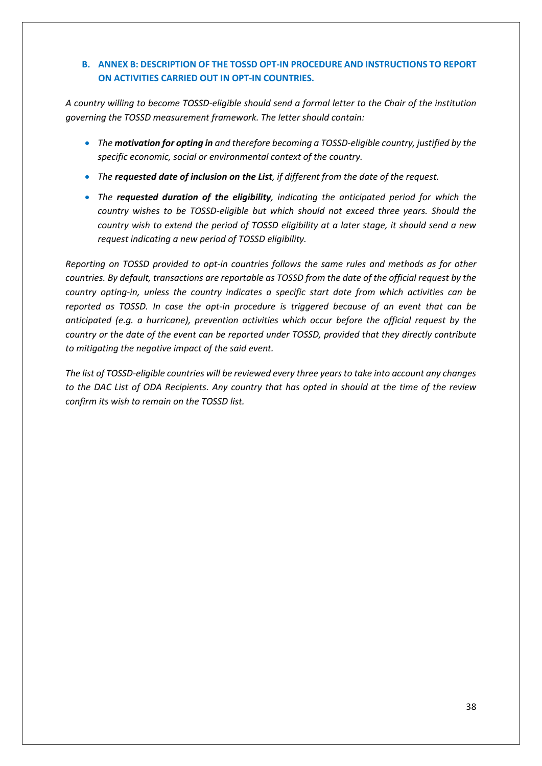## B. ANNEX B: DESCRIPTION OF THE TOSSD OPT-IN PROCEDURE AND INSTRUCTIONS TO REPORT ON ACTIVITIES CARRIED OUT IN OPT-IN COUNTRIES.

*A country willing to become TOSSD-eligible should send a formal letter to the Chair of the institution governing the TOSSD measurement framework. The letter should contain:*

- *The **motivation for opting in** and therefore becoming a TOSSD-eligible country, justified by the specific economic, social or environmental context of the country.*
- *The **requested date of inclusion on the List**, if different from the date of the request.*
- *The **requested duration of the eligibility**, indicating the anticipated period for which the country wishes to be TOSSD-eligible but which should not exceed three years. Should the country wish to extend the period of TOSSD eligibility at a later stage, it should send a new request indicating a new period of TOSSD eligibility.*

*Reporting on TOSSD provided to opt-in countries follows the same rules and methods as for other countries. By default, transactions are reportable as TOSSD from the date of the official request by the country opting-in, unless the country indicates a specific start date from which activities can be reported as TOSSD. In case the opt-in procedure is triggered because of an event that can be anticipated (e.g. a hurricane), prevention activities which occur before the official request by the country or the date of the event can be reported under TOSSD, provided that they directly contribute to mitigating the negative impact of the said event.*

*The list of TOSSD-eligible countries will be reviewed every three years to take into account any changes to the DAC List of ODA Recipients. Any country that has opted in should at the time of the review confirm its wish to remain on the TOSSD list.*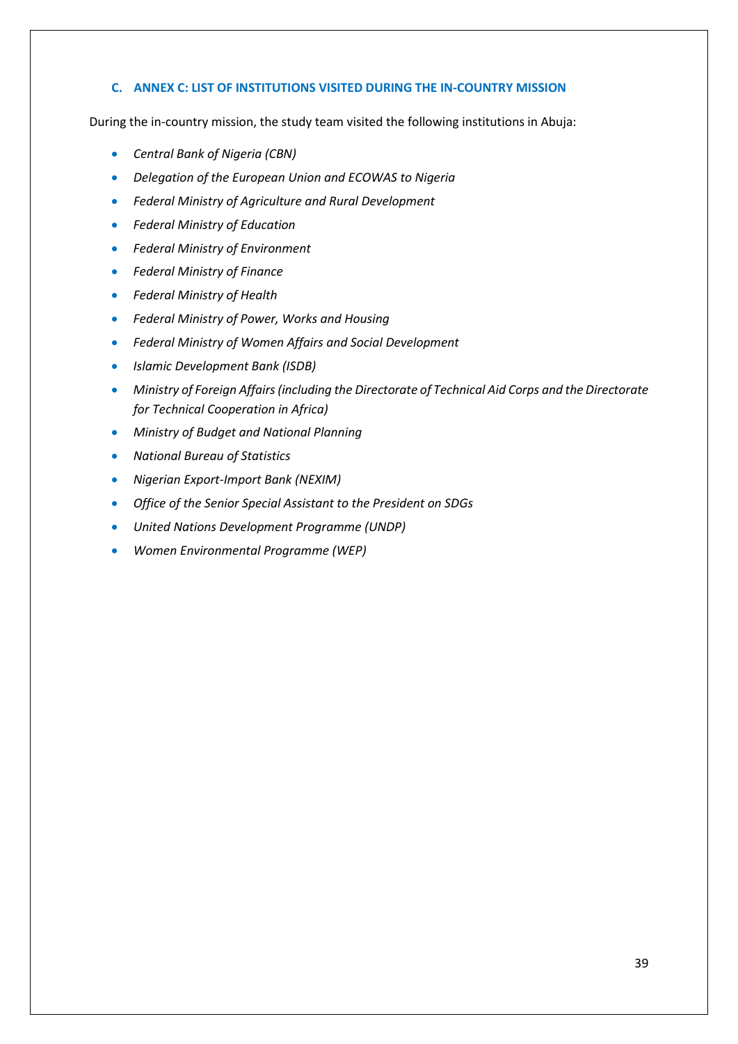## C. ANNEX C: LIST OF INSTITUTIONS VISITED DURING THE IN-COUNTRY MISSION

During the in-country mission, the study team visited the following institutions in Abuja:

- *Central Bank of Nigeria (CBN)*
- *Delegation of the European Union and ECOWAS to Nigeria*
- *Federal Ministry of Agriculture and Rural Development*
- *Federal Ministry of Education*
- *Federal Ministry of Environment*
- *Federal Ministry of Finance*
- *Federal Ministry of Health*
- *Federal Ministry of Power, Works and Housing*
- *Federal Ministry of Women Affairs and Social Development*
- *Islamic Development Bank (ISDB)*
- *Ministry of Foreign Affairs (including the Directorate of Technical Aid Corps and the Directorate for Technical Cooperation in Africa)*
- *Ministry of Budget and National Planning*
- *National Bureau of Statistics*
- *Nigerian Export-Import Bank (NEXIM)*
- *Office of the Senior Special Assistant to the President on SDGs*
- *United Nations Development Programme (UNDP)*
- *Women Environmental Programme (WEP)*